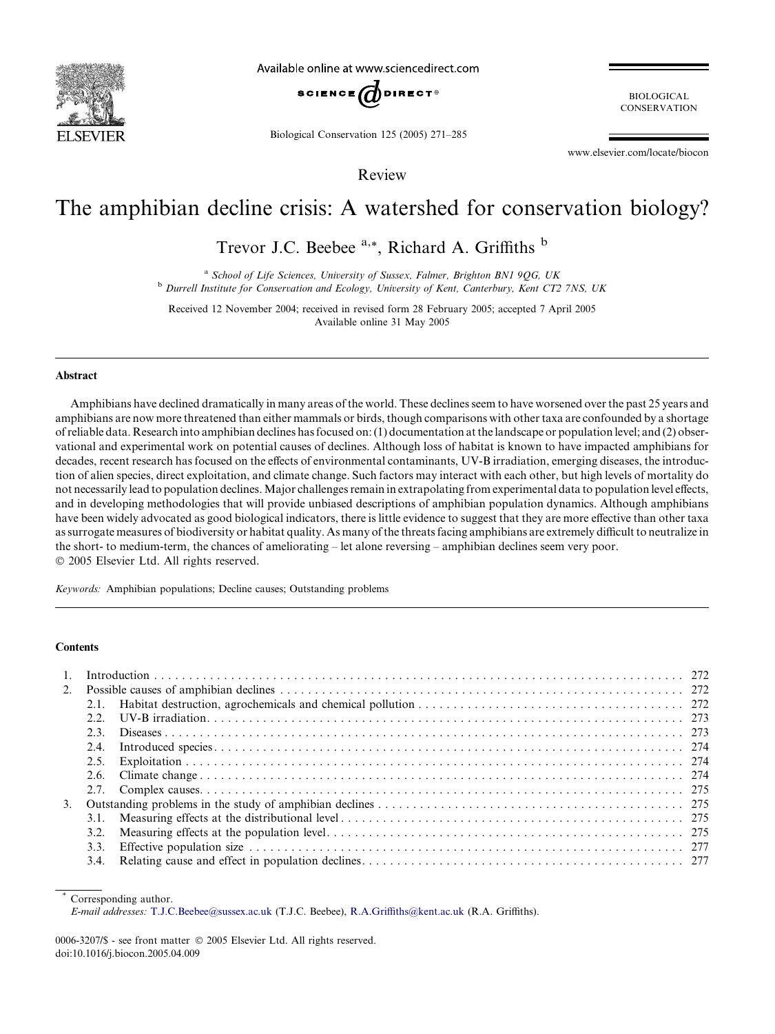Review

# The amphibian decline crisis: A watershed for conservation biology?

Trevor J.C. Beebee [a,*], Richard A. Griffiths [b]

[a] School of Life Sciences, University of Sussex, Falmer, Brighton BN1 9QG, UK
[b] Durrell Institute for Conservation and Ecology, University of Kent, Canterbury, Kent CT2 7NS, UK

Received 12 November 2004; received in revised form 28 February 2005; accepted 7 April 2005
Available online 31 May 2005

## Abstract

Amphibians have declined dramatically in many areas of the world. These declines seem to have worsened over the past 25 years and amphibians are now more threatened than either mammals or birds, though comparisons with other taxa are confounded by a shortage of reliable data. Research into amphibian declines has focused on: (1) documentation at the landscape or population level; and (2) observational and experimental work on potential causes of declines. Although loss of habitat is known to have impacted amphibians for decades, recent research has focused on the effects of environmental contaminants, UV-B irradiation, emerging diseases, the introduction of alien species, direct exploitation, and climate change. Such factors may interact with each other, but high levels of mortality do not necessarily lead to population declines. Major challenges remain in extrapolating from experimental data to population level effects, and in developing methodologies that will provide unbiased descriptions of amphibian population dynamics. Although amphibians have been widely advocated as good biological indicators, there is little evidence to suggest that they are more effective than other taxa as surrogate measures of biodiversity or habitat quality. As many of the threats facing amphibians are extremely difficult to neutralize in the short- to medium-term, the chances of ameliorating – let alone reversing – amphibian declines seem very poor.
© 2005 Elsevier Ltd. All rights reserved.

*Keywords:* Amphibian populations; Decline causes; Outstanding problems

## Contents

1. Introduction . . . 272
2. Possible causes of amphibian declines . . . 272
   - 2.1. Habitat destruction, agrochemicals and chemical pollution . . . 272
   - 2.2. UV-B irradiation . . . 273
   - 2.3. Diseases . . . 273
   - 2.4. Introduced species . . . 274
   - 2.5. Exploitation . . . 274
   - 2.6. Climate change . . . 274
   - 2.7. Complex causes . . . 275
3. Outstanding problems in the study of amphibian declines . . . 275
   - 3.1. Measuring effects at the distributional level . . . 275
   - 3.2. Measuring effects at the population level . . . 275
   - 3.3. Effective population size . . . 277
   - 3.4. Relating cause and effect in population declines . . . 277

[*] Corresponding author.
*E-mail addresses:* T.J.C.Beebee@sussex.ac.uk (T.J.C. Beebee), R.A.Griffiths@kent.ac.uk (R.A. Griffiths).

0006-3207/$ - see front matter © 2005 Elsevier Ltd. All rights reserved.
doi:10.1016/j.biocon.2005.04.009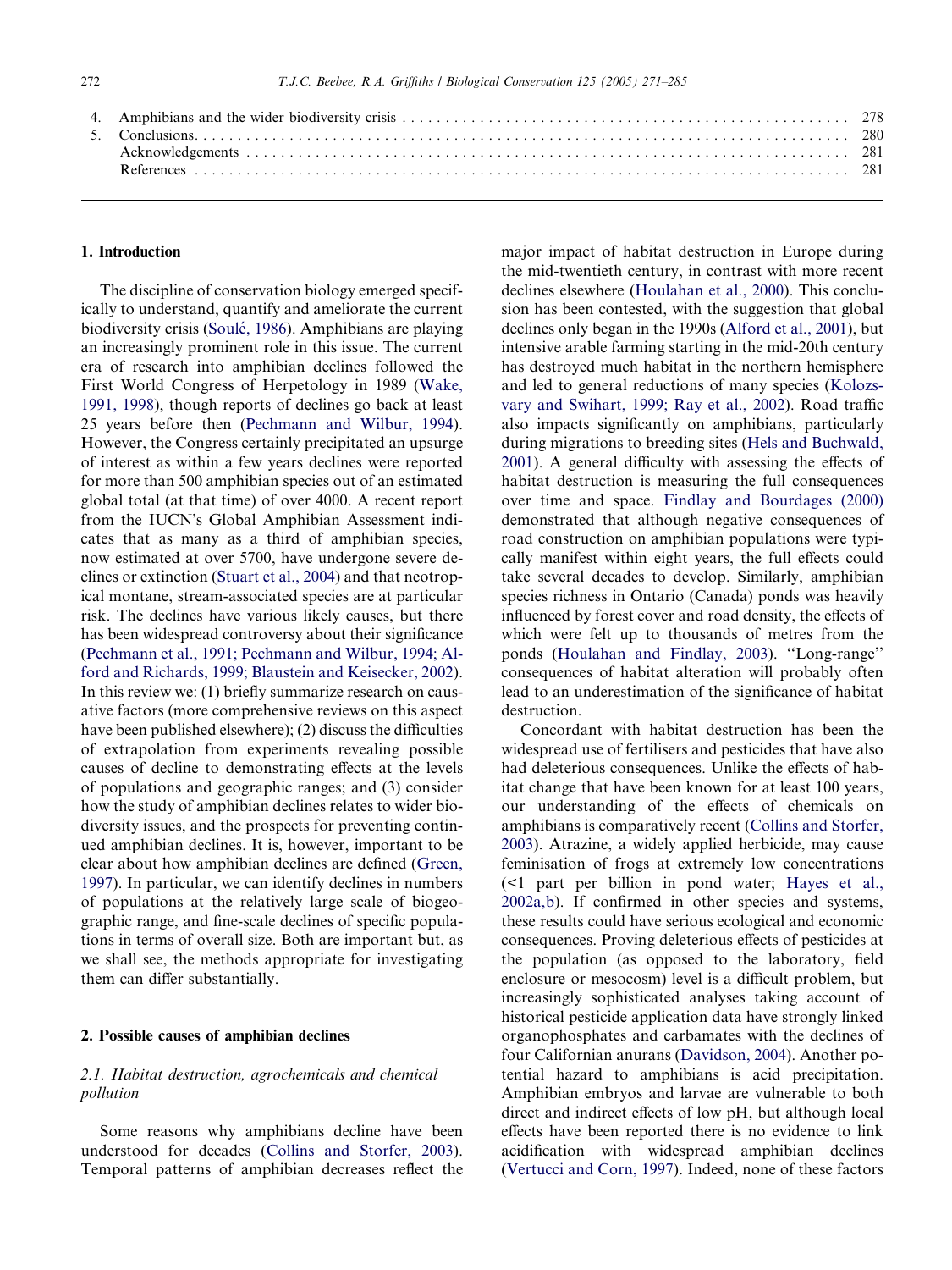4. Amphibians and the wider biodiversity crisis . . . . . . . . . . . . . . . . . . . . . . . . . . . . . . . . . . . . . . . . . . . . . . . . . . . . . 278
5. Conclusions. . . . . . . . . . . . . . . . . . . . . . . . . . . . . . . . . . . . . . . . . . . . . . . . . . . . . . . . . . . . . . . . . . . . . . . . . . . . 280
   Acknowledgements . . . . . . . . . . . . . . . . . . . . . . . . . . . . . . . . . . . . . . . . . . . . . . . . . . . . . . . . . . . . . . . . . . . . 281
   References . . . . . . . . . . . . . . . . . . . . . . . . . . . . . . . . . . . . . . . . . . . . . . . . . . . . . . . . . . . . . . . . . . . . . . . . 281

## 1. Introduction

The discipline of conservation biology emerged specifically to understand, quantify and ameliorate the current biodiversity crisis (Soulé, 1986). Amphibians are playing an increasingly prominent role in this issue. The current era of research into amphibian declines followed the First World Congress of Herpetology in 1989 (Wake, 1991, 1998), though reports of declines go back at least 25 years before then (Pechmann and Wilbur, 1994). However, the Congress certainly precipitated an upsurge of interest as within a few years declines were reported for more than 500 amphibian species out of an estimated global total (at that time) of over 4000. A recent report from the IUCN's Global Amphibian Assessment indicates that as many as a third of amphibian species, now estimated at over 5700, have undergone severe declines or extinction (Stuart et al., 2004) and that neotropical montane, stream-associated species are at particular risk. The declines have various likely causes, but there has been widespread controversy about their significance (Pechmann et al., 1991; Pechmann and Wilbur, 1994; Alford and Richards, 1999; Blaustein and Keisecker, 2002). In this review we: (1) briefly summarize research on causative factors (more comprehensive reviews on this aspect have been published elsewhere); (2) discuss the difficulties of extrapolation from experiments revealing possible causes of decline to demonstrating effects at the levels of populations and geographic ranges; and (3) consider how the study of amphibian declines relates to wider biodiversity issues, and the prospects for preventing continued amphibian declines. It is, however, important to be clear about how amphibian declines are defined (Green, 1997). In particular, we can identify declines in numbers of populations at the relatively large scale of biogeographic range, and fine-scale declines of specific populations in terms of overall size. Both are important but, as we shall see, the methods appropriate for investigating them can differ substantially.

## 2. Possible causes of amphibian declines

### 2.1. Habitat destruction, agrochemicals and chemical pollution

Some reasons why amphibians decline have been understood for decades (Collins and Storfer, 2003). Temporal patterns of amphibian decreases reflect the major impact of habitat destruction in Europe during the mid-twentieth century, in contrast with more recent declines elsewhere (Houlahan et al., 2000). This conclusion has been contested, with the suggestion that global declines only began in the 1990s (Alford et al., 2001), but intensive arable farming starting in the mid-20th century has destroyed much habitat in the northern hemisphere and led to general reductions of many species (Kolozsvary and Swihart, 1999; Ray et al., 2002). Road traffic also impacts significantly on amphibians, particularly during migrations to breeding sites (Hels and Buchwald, 2001). A general difficulty with assessing the effects of habitat destruction is measuring the full consequences over time and space. Findlay and Bourdages (2000) demonstrated that although negative consequences of road construction on amphibian populations were typically manifest within eight years, the full effects could take several decades to develop. Similarly, amphibian species richness in Ontario (Canada) ponds was heavily influenced by forest cover and road density, the effects of which were felt up to thousands of metres from the ponds (Houlahan and Findlay, 2003). "Long-range" consequences of habitat alteration will probably often lead to an underestimation of the significance of habitat destruction.

Concordant with habitat destruction has been the widespread use of fertilisers and pesticides that have also had deleterious consequences. Unlike the effects of habitat change that have been known for at least 100 years, our understanding of the effects of chemicals on amphibians is comparatively recent (Collins and Storfer, 2003). Atrazine, a widely applied herbicide, may cause feminisation of frogs at extremely low concentrations (<1 part per billion in pond water; Hayes et al., 2002a,b). If confirmed in other species and systems, these results could have serious ecological and economic consequences. Proving deleterious effects of pesticides at the population (as opposed to the laboratory, field enclosure or mesocosm) level is a difficult problem, but increasingly sophisticated analyses taking account of historical pesticide application data have strongly linked organophosphates and carbamates with the declines of four Californian anurans (Davidson, 2004). Another potential hazard to amphibians is acid precipitation. Amphibian embryos and larvae are vulnerable to both direct and indirect effects of low pH, but although local effects have been reported there is no evidence to link acidification with widespread amphibian declines (Vertucci and Corn, 1997). Indeed, none of these factors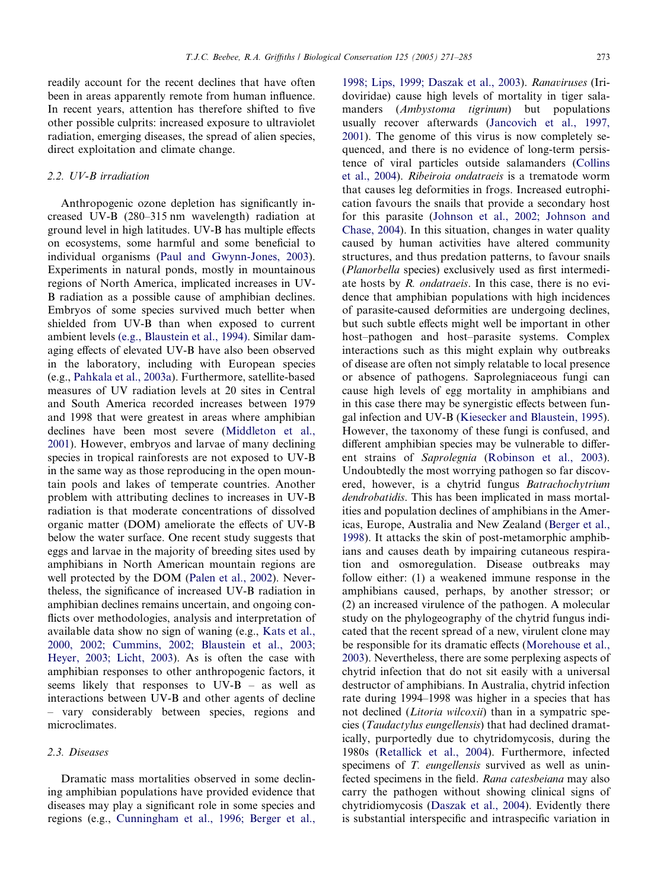readily account for the recent declines that have often been in areas apparently remote from human influence. In recent years, attention has therefore shifted to five other possible culprits: increased exposure to ultraviolet radiation, emerging diseases, the spread of alien species, direct exploitation and climate change.

### 2.2. UV-B irradiation

Anthropogenic ozone depletion has significantly increased UV-B (280–315 nm wavelength) radiation at ground level in high latitudes. UV-B has multiple effects on ecosystems, some harmful and some beneficial to individual organisms (Paul and Gwynn-Jones, 2003). Experiments in natural ponds, mostly in mountainous regions of North America, implicated increases in UV-B radiation as a possible cause of amphibian declines. Embryos of some species survived much better when shielded from UV-B than when exposed to current ambient levels (e.g., Blaustein et al., 1994). Similar damaging effects of elevated UV-B have also been observed in the laboratory, including with European species (e.g., Pahkala et al., 2003a). Furthermore, satellite-based measures of UV radiation levels at 20 sites in Central and South America recorded increases between 1979 and 1998 that were greatest in areas where amphibian declines have been most severe (Middleton et al., 2001). However, embryos and larvae of many declining species in tropical rainforests are not exposed to UV-B in the same way as those reproducing in the open mountain pools and lakes of temperate countries. Another problem with attributing declines to increases in UV-B radiation is that moderate concentrations of dissolved organic matter (DOM) ameliorate the effects of UV-B below the water surface. One recent study suggests that eggs and larvae in the majority of breeding sites used by amphibians in North American mountain regions are well protected by the DOM (Palen et al., 2002). Nevertheless, the significance of increased UV-B radiation in amphibian declines remains uncertain, and ongoing conflicts over methodologies, analysis and interpretation of available data show no sign of waning (e.g., Kats et al., 2000, 2002; Cummins, 2002; Blaustein et al., 2003; Heyer, 2003; Licht, 2003). As is often the case with amphibian responses to other anthropogenic factors, it seems likely that responses to UV-B – as well as interactions between UV-B and other agents of decline – vary considerably between species, regions and microclimates.

### 2.3. Diseases

Dramatic mass mortalities observed in some declining amphibian populations have provided evidence that diseases may play a significant role in some species and regions (e.g., Cunningham et al., 1996; Berger et al., 1998; Lips, 1999; Daszak et al., 2003). *Ranaviruses* (Iridoviridae) cause high levels of mortality in tiger salamanders (*Ambystoma tigrinum*) but populations usually recover afterwards (Jancovich et al., 1997, 2001). The genome of this virus is now completely sequenced, and there is no evidence of long-term persistence of viral particles outside salamanders (Collins et al., 2004). *Ribeiroia ondatraeis* is a trematode worm that causes leg deformities in frogs. Increased eutrophication favours the snails that provide a secondary host for this parasite (Johnson et al., 2002; Johnson and Chase, 2004). In this situation, changes in water quality caused by human activities have altered community structures, and thus predation patterns, to favour snails (*Planorbella* species) exclusively used as first intermediate hosts by *R. ondatraeis*. In this case, there is no evidence that amphibian populations with high incidences of parasite-caused deformities are undergoing declines, but such subtle effects might well be important in other host–pathogen and host–parasite systems. Complex interactions such as this might explain why outbreaks of disease are often not simply relatable to local presence or absence of pathogens. Saprolegniaceous fungi can cause high levels of egg mortality in amphibians and in this case there may be synergistic effects between fungal infection and UV-B (Kiesecker and Blaustein, 1995). However, the taxonomy of these fungi is confused, and different amphibian species may be vulnerable to different strains of *Saprolegnia* (Robinson et al., 2003). Undoubtedly the most worrying pathogen so far discovered, however, is a chytrid fungus *Batrachochytrium dendrobatidis*. This has been implicated in mass mortalities and population declines of amphibians in the Americas, Europe, Australia and New Zealand (Berger et al., 1998). It attacks the skin of post-metamorphic amphibians and causes death by impairing cutaneous respiration and osmoregulation. Disease outbreaks may follow either: (1) a weakened immune response in the amphibians caused, perhaps, by another stressor; or (2) an increased virulence of the pathogen. A molecular study on the phylogeography of the chytrid fungus indicated that the recent spread of a new, virulent clone may be responsible for its dramatic effects (Morehouse et al., 2003). Nevertheless, there are some perplexing aspects of chytrid infection that do not sit easily with a universal destructor of amphibians. In Australia, chytrid infection rate during 1994–1998 was higher in a species that has not declined (*Litoria wilcoxii*) than in a sympatric species (*Taudactylus eungellensis*) that had declined dramatically, purportedly due to chytridomycosis, during the 1980s (Retallick et al., 2004). Furthermore, infected specimens of *T. eungellensis* survived as well as uninfected specimens in the field. *Rana catesbeiana* may also carry the pathogen without showing clinical signs of chytridiomycosis (Daszak et al., 2004). Evidently there is substantial interspecific and intraspecific variation in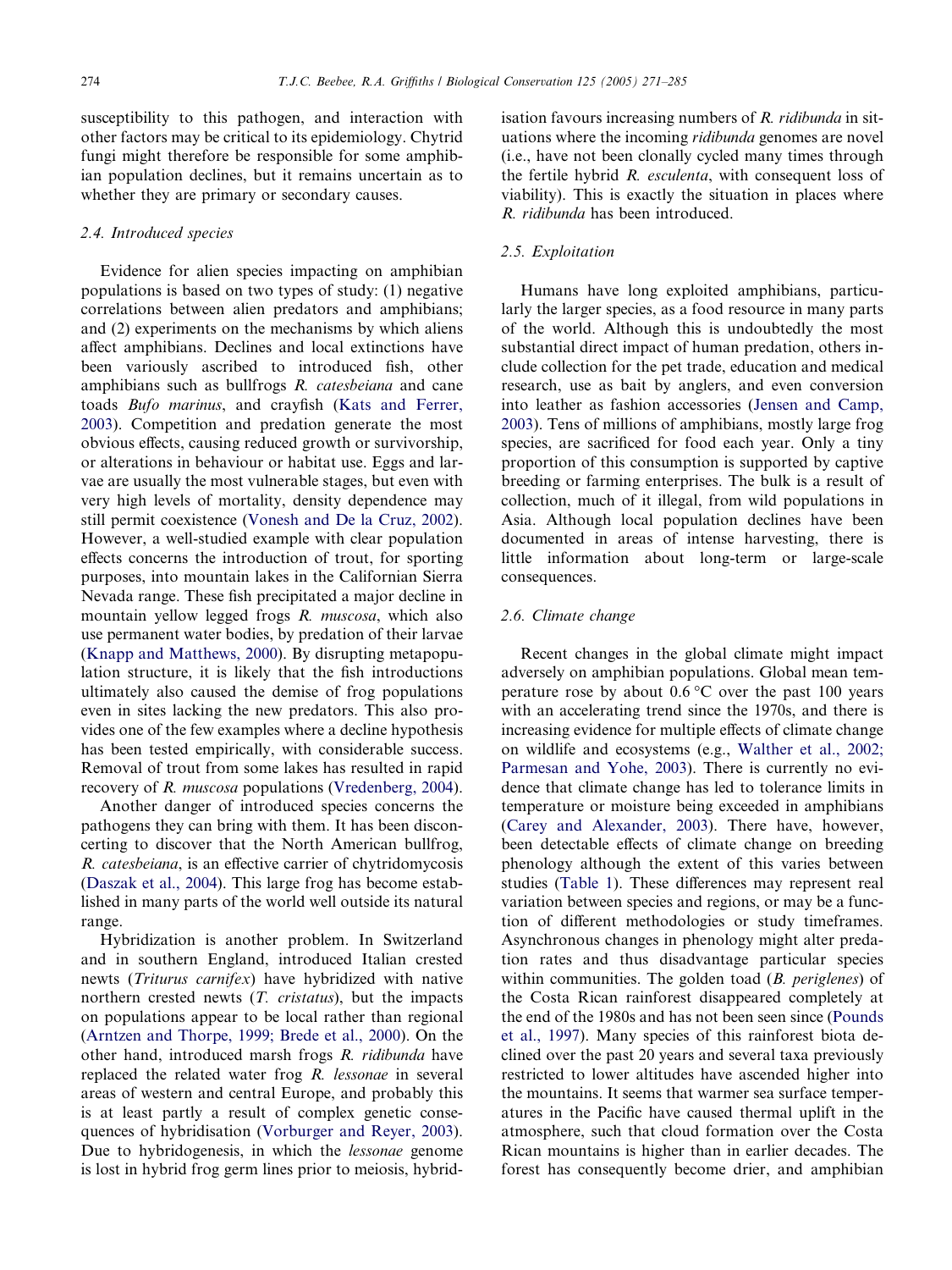susceptibility to this pathogen, and interaction with other factors may be critical to its epidemiology. Chytrid fungi might therefore be responsible for some amphibian population declines, but it remains uncertain as to whether they are primary or secondary causes.

### 2.4. Introduced species

Evidence for alien species impacting on amphibian populations is based on two types of study: (1) negative correlations between alien predators and amphibians; and (2) experiments on the mechanisms by which aliens affect amphibians. Declines and local extinctions have been variously ascribed to introduced fish, other amphibians such as bullfrogs *R. catesbeiana* and cane toads *Bufo marinus*, and crayfish (Kats and Ferrer, 2003). Competition and predation generate the most obvious effects, causing reduced growth or survivorship, or alterations in behaviour or habitat use. Eggs and larvae are usually the most vulnerable stages, but even with very high levels of mortality, density dependence may still permit coexistence (Vonesh and De la Cruz, 2002). However, a well-studied example with clear population effects concerns the introduction of trout, for sporting purposes, into mountain lakes in the Californian Sierra Nevada range. These fish precipitated a major decline in mountain yellow legged frogs *R. muscosa*, which also use permanent water bodies, by predation of their larvae (Knapp and Matthews, 2000). By disrupting metapopulation structure, it is likely that the fish introductions ultimately also caused the demise of frog populations even in sites lacking the new predators. This also provides one of the few examples where a decline hypothesis has been tested empirically, with considerable success. Removal of trout from some lakes has resulted in rapid recovery of *R. muscosa* populations (Vredenberg, 2004).

Another danger of introduced species concerns the pathogens they can bring with them. It has been disconcerting to discover that the North American bullfrog, *R. catesbeiana*, is an effective carrier of chytridomycosis (Daszak et al., 2004). This large frog has become established in many parts of the world well outside its natural range.

Hybridization is another problem. In Switzerland and in southern England, introduced Italian crested newts (*Triturus carnifex*) have hybridized with native northern crested newts (*T. cristatus*), but the impacts on populations appear to be local rather than regional (Arntzen and Thorpe, 1999; Brede et al., 2000). On the other hand, introduced marsh frogs *R. ridibunda* have replaced the related water frog *R. lessonae* in several areas of western and central Europe, and probably this is at least partly a result of complex genetic consequences of hybridisation (Vorburger and Reyer, 2003). Due to hybridogenesis, in which the *lessonae* genome is lost in hybrid frog germ lines prior to meiosis, hybridisation favours increasing numbers of *R. ridibunda* in situations where the incoming *ridibunda* genomes are novel (i.e., have not been clonally cycled many times through the fertile hybrid *R. esculenta*, with consequent loss of viability). This is exactly the situation in places where *R. ridibunda* has been introduced.

### 2.5. Exploitation

Humans have long exploited amphibians, particularly the larger species, as a food resource in many parts of the world. Although this is undoubtedly the most substantial direct impact of human predation, others include collection for the pet trade, education and medical research, use as bait by anglers, and even conversion into leather as fashion accessories (Jensen and Camp, 2003). Tens of millions of amphibians, mostly large frog species, are sacrificed for food each year. Only a tiny proportion of this consumption is supported by captive breeding or farming enterprises. The bulk is a result of collection, much of it illegal, from wild populations in Asia. Although local population declines have been documented in areas of intense harvesting, there is little information about long-term or large-scale consequences.

### 2.6. Climate change

Recent changes in the global climate might impact adversely on amphibian populations. Global mean temperature rose by about 0.6 °C over the past 100 years with an accelerating trend since the 1970s, and there is increasing evidence for multiple effects of climate change on wildlife and ecosystems (e.g., Walther et al., 2002; Parmesan and Yohe, 2003). There is currently no evidence that climate change has led to tolerance limits in temperature or moisture being exceeded in amphibians (Carey and Alexander, 2003). There have, however, been detectable effects of climate change on breeding phenology although the extent of this varies between studies (Table 1). These differences may represent real variation between species and regions, or may be a function of different methodologies or study timeframes. Asynchronous changes in phenology might alter predation rates and thus disadvantage particular species within communities. The golden toad (*B. periglenes*) of the Costa Rican rainforest disappeared completely at the end of the 1980s and has not been seen since (Pounds et al., 1997). Many species of this rainforest biota declined over the past 20 years and several taxa previously restricted to lower altitudes have ascended higher into the mountains. It seems that warmer sea surface temperatures in the Pacific have caused thermal uplift in the atmosphere, such that cloud formation over the Costa Rican mountains is higher than in earlier decades. The forest has consequently become drier, and amphibian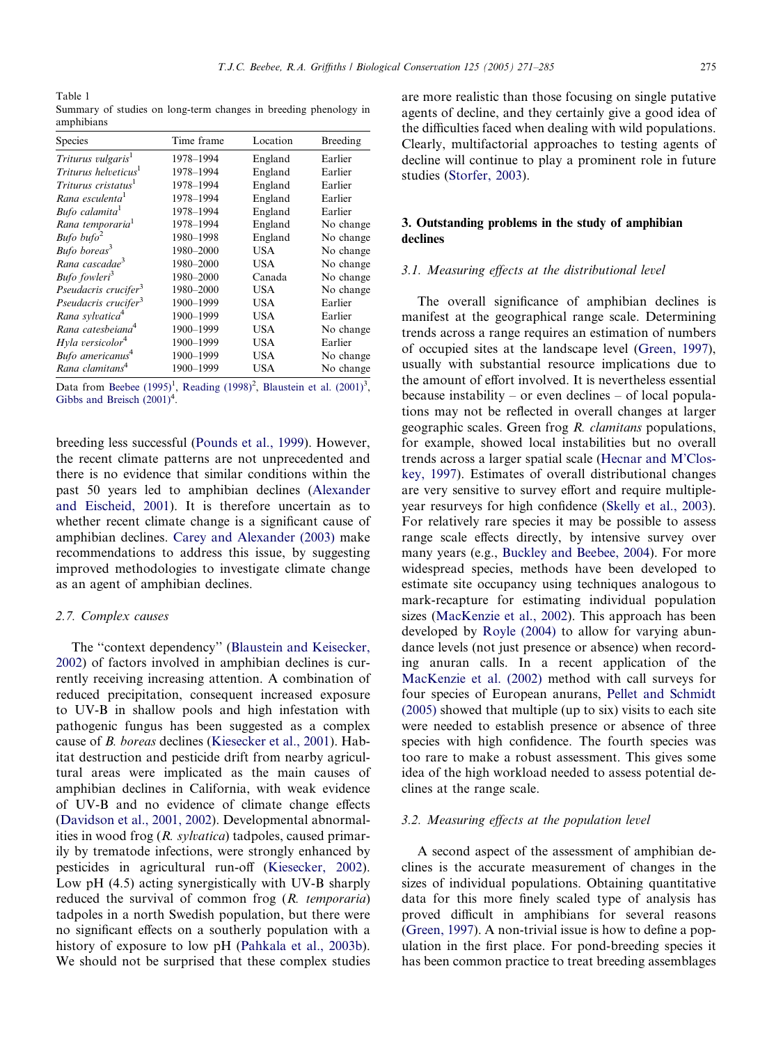Table 1
Summary of studies on long-term changes in breeding phenology in amphibians

| Species | Time frame | Location | Breeding |
|---|---|---|---|
| *Triturus vulgaris*[1] | 1978–1994 | England | Earlier |
| *Triturus helveticus*[1] | 1978–1994 | England | Earlier |
| *Triturus cristatus*[1] | 1978–1994 | England | Earlier |
| *Rana esculenta*[1] | 1978–1994 | England | Earlier |
| *Bufo calamita*[1] | 1978–1994 | England | Earlier |
| *Rana temporaria*[1] | 1978–1994 | England | No change |
| *Bufo bufo*[2] | 1980–1998 | England | No change |
| *Bufo boreas*[3] | 1980–2000 | USA | No change |
| *Rana cascadae*[3] | 1980–2000 | USA | No change |
| *Bufo fowleri*[3] | 1980–2000 | Canada | No change |
| *Pseudacris crucifer*[3] | 1980–2000 | USA | No change |
| *Pseudacris crucifer*[3] | 1900–1999 | USA | Earlier |
| *Rana sylvatica*[4] | 1900–1999 | USA | Earlier |
| *Rana catesbeiana*[4] | 1900–1999 | USA | No change |
| *Hyla versicolor*[4] | 1900–1999 | USA | Earlier |
| *Bufo americanus*[4] | 1900–1999 | USA | No change |
| *Rana clamitans*[4] | 1900–1999 | USA | No change |

Data from Beebee (1995)[1], Reading (1998)[2], Blaustein et al. (2001)[3], Gibbs and Breisch (2001)[4].

breeding less successful (Pounds et al., 1999). However, the recent climate patterns are not unprecedented and there is no evidence that similar conditions within the past 50 years led to amphibian declines (Alexander and Eischeid, 2001). It is therefore uncertain as to whether recent climate change is a significant cause of amphibian declines. Carey and Alexander (2003) make recommendations to address this issue, by suggesting improved methodologies to investigate climate change as an agent of amphibian declines.

### 2.7. Complex causes

The "context dependency" (Blaustein and Keisecker, 2002) of factors involved in amphibian declines is currently receiving increasing attention. A combination of reduced precipitation, consequent increased exposure to UV-B in shallow pools and high infestation with pathogenic fungus has been suggested as a complex cause of *B. boreas* declines (Kiesecker et al., 2001). Habitat destruction and pesticide drift from nearby agricultural areas were implicated as the main causes of amphibian declines in California, with weak evidence of UV-B and no evidence of climate change effects (Davidson et al., 2001, 2002). Developmental abnormalities in wood frog (*R. sylvatica*) tadpoles, caused primarily by trematode infections, were strongly enhanced by pesticides in agricultural run-off (Kiesecker, 2002). Low pH (4.5) acting synergistically with UV-B sharply reduced the survival of common frog (*R. temporaria*) tadpoles in a north Swedish population, but there were no significant effects on a southerly population with a history of exposure to low pH (Pahkala et al., 2003b). We should not be surprised that these complex studies are more realistic than those focusing on single putative agents of decline, and they certainly give a good idea of the difficulties faced when dealing with wild populations. Clearly, multifactorial approaches to testing agents of decline will continue to play a prominent role in future studies (Storfer, 2003).

## 3. Outstanding problems in the study of amphibian declines

### 3.1. Measuring effects at the distributional level

The overall significance of amphibian declines is manifest at the geographical range scale. Determining trends across a range requires an estimation of numbers of occupied sites at the landscape level (Green, 1997), usually with substantial resource implications due to the amount of effort involved. It is nevertheless essential because instability – or even declines – of local populations may not be reflected in overall changes at larger geographic scales. Green frog *R. clamitans* populations, for example, showed local instabilities but no overall trends across a larger spatial scale (Hecnar and M'Closkey, 1997). Estimates of overall distributional changes are very sensitive to survey effort and require multiple-year resurveys for high confidence (Skelly et al., 2003). For relatively rare species it may be possible to assess range scale effects directly, by intensive survey over many years (e.g., Buckley and Beebee, 2004). For more widespread species, methods have been developed to estimate site occupancy using techniques analogous to mark-recapture for estimating individual population sizes (MacKenzie et al., 2002). This approach has been developed by Royle (2004) to allow for varying abundance levels (not just presence or absence) when recording anuran calls. In a recent application of the MacKenzie et al. (2002) method with call surveys for four species of European anurans, Pellet and Schmidt (2005) showed that multiple (up to six) visits to each site were needed to establish presence or absence of three species with high confidence. The fourth species was too rare to make a robust assessment. This gives some idea of the high workload needed to assess potential declines at the range scale.

### 3.2. Measuring effects at the population level

A second aspect of the assessment of amphibian declines is the accurate measurement of changes in the sizes of individual populations. Obtaining quantitative data for this more finely scaled type of analysis has proved difficult in amphibians for several reasons (Green, 1997). A non-trivial issue is how to define a population in the first place. For pond-breeding species it has been common practice to treat breeding assemblages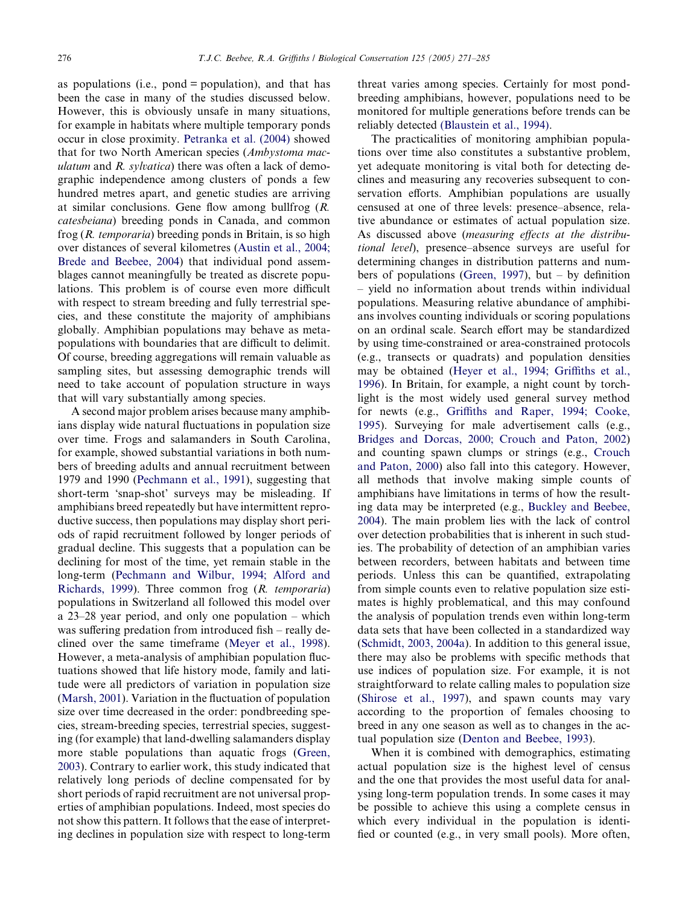as populations (i.e., pond = population), and that has been the case in many of the studies discussed below. However, this is obviously unsafe in many situations, for example in habitats where multiple temporary ponds occur in close proximity. Petranka et al. (2004) showed that for two North American species (*Ambystoma maculatum* and *R. sylvatica*) there was often a lack of demographic independence among clusters of ponds a few hundred metres apart, and genetic studies are arriving at similar conclusions. Gene flow among bullfrog (*R. catesbeiana*) breeding ponds in Canada, and common frog (*R. temporaria*) breeding ponds in Britain, is so high over distances of several kilometres (Austin et al., 2004; Brede and Beebee, 2004) that individual pond assemblages cannot meaningfully be treated as discrete populations. This problem is of course even more difficult with respect to stream breeding and fully terrestrial species, and these constitute the majority of amphibians globally. Amphibian populations may behave as metapopulations with boundaries that are difficult to delimit. Of course, breeding aggregations will remain valuable as sampling sites, but assessing demographic trends will need to take account of population structure in ways that will vary substantially among species.

A second major problem arises because many amphibians display wide natural fluctuations in population size over time. Frogs and salamanders in South Carolina, for example, showed substantial variations in both numbers of breeding adults and annual recruitment between 1979 and 1990 (Pechmann et al., 1991), suggesting that short-term 'snap-shot' surveys may be misleading. If amphibians breed repeatedly but have intermittent reproductive success, then populations may display short periods of rapid recruitment followed by longer periods of gradual decline. This suggests that a population can be declining for most of the time, yet remain stable in the long-term (Pechmann and Wilbur, 1994; Alford and Richards, 1999). Three common frog (*R. temporaria*) populations in Switzerland all followed this model over a 23–28 year period, and only one population – which was suffering predation from introduced fish – really declined over the same timeframe (Meyer et al., 1998). However, a meta-analysis of amphibian population fluctuations showed that life history mode, family and latitude were all predictors of variation in population size (Marsh, 2001). Variation in the fluctuation of population size over time decreased in the order: pondbreeding species, stream-breeding species, terrestrial species, suggesting (for example) that land-dwelling salamanders display more stable populations than aquatic frogs (Green, 2003). Contrary to earlier work, this study indicated that relatively long periods of decline compensated for by short periods of rapid recruitment are not universal properties of amphibian populations. Indeed, most species do not show this pattern. It follows that the ease of interpreting declines in population size with respect to long-term threat varies among species. Certainly for most pond-breeding amphibians, however, populations need to be monitored for multiple generations before trends can be reliably detected (Blaustein et al., 1994).

The practicalities of monitoring amphibian populations over time also constitutes a substantive problem, yet adequate monitoring is vital both for detecting declines and measuring any recoveries subsequent to conservation efforts. Amphibian populations are usually censused at one of three levels: presence–absence, relative abundance or estimates of actual population size. As discussed above (*measuring effects at the distributional level*), presence–absence surveys are useful for determining changes in distribution patterns and numbers of populations (Green, 1997), but – by definition – yield no information about trends within individual populations. Measuring relative abundance of amphibians involves counting individuals or scoring populations on an ordinal scale. Search effort may be standardized by using time-constrained or area-constrained protocols (e.g., transects or quadrats) and population densities may be obtained (Heyer et al., 1994; Griffiths et al., 1996). In Britain, for example, a night count by torchlight is the most widely used general survey method for newts (e.g., Griffiths and Raper, 1994; Cooke, 1995). Surveying for male advertisement calls (e.g., Bridges and Dorcas, 2000; Crouch and Paton, 2002) and counting spawn clumps or strings (e.g., Crouch and Paton, 2000) also fall into this category. However, all methods that involve making simple counts of amphibians have limitations in terms of how the resulting data may be interpreted (e.g., Buckley and Beebee, 2004). The main problem lies with the lack of control over detection probabilities that is inherent in such studies. The probability of detection of an amphibian varies between recorders, between habitats and between time periods. Unless this can be quantified, extrapolating from simple counts even to relative population size estimates is highly problematical, and this may confound the analysis of population trends even within long-term data sets that have been collected in a standardized way (Schmidt, 2003, 2004a). In addition to this general issue, there may also be problems with specific methods that use indices of population size. For example, it is not straightforward to relate calling males to population size (Shirose et al., 1997), and spawn counts may vary according to the proportion of females choosing to breed in any one season as well as to changes in the actual population size (Denton and Beebee, 1993).

When it is combined with demographics, estimating actual population size is the highest level of census and the one that provides the most useful data for analysing long-term population trends. In some cases it may be possible to achieve this using a complete census in which every individual in the population is identified or counted (e.g., in very small pools). More often,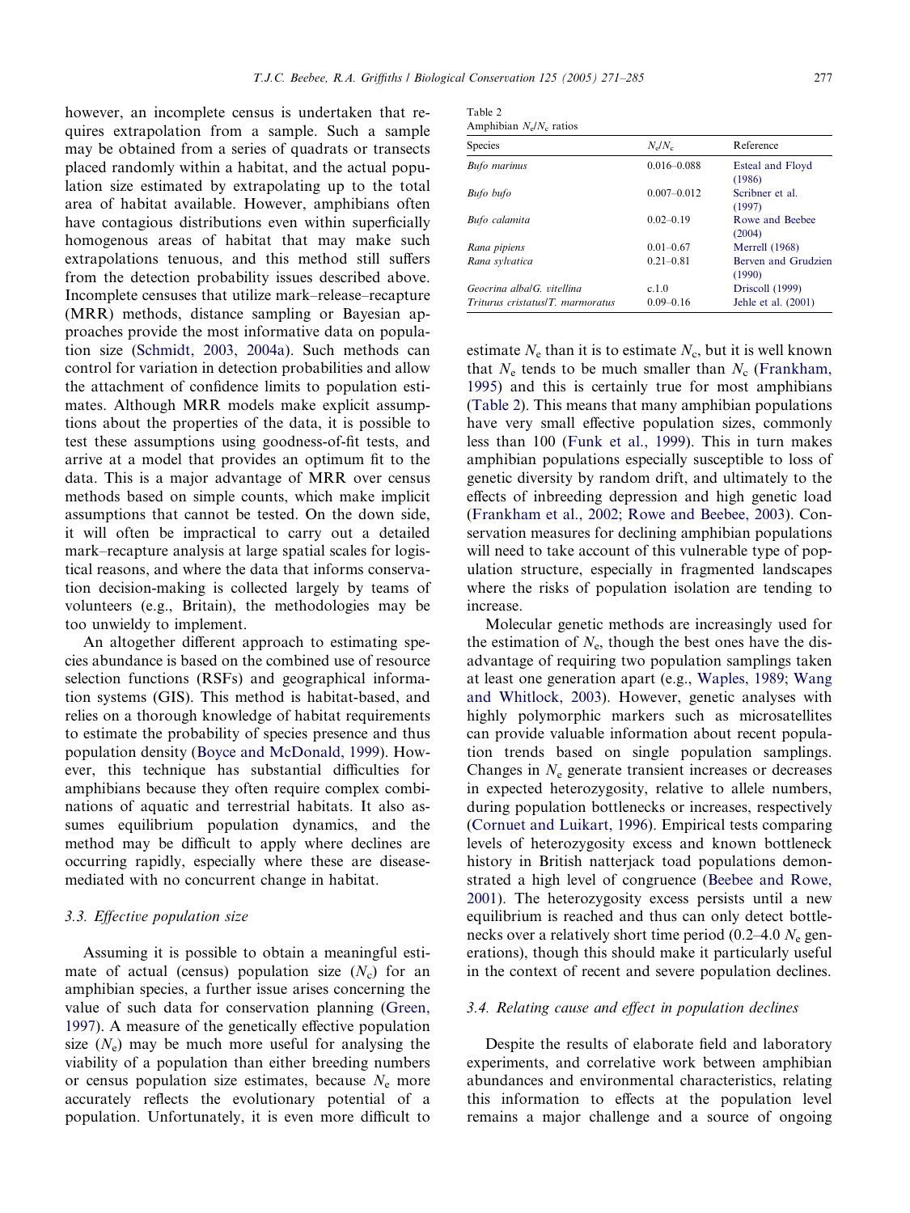however, an incomplete census is undertaken that requires extrapolation from a sample. Such a sample may be obtained from a series of quadrats or transects placed randomly within a habitat, and the actual population size estimated by extrapolating up to the total area of habitat available. However, amphibians often have contagious distributions even within superficially homogenous areas of habitat that may make such extrapolations tenuous, and this method still suffers from the detection probability issues described above. Incomplete censuses that utilize mark–release–recapture (MRR) methods, distance sampling or Bayesian approaches provide the most informative data on population size (Schmidt, 2003, 2004a). Such methods can control for variation in detection probabilities and allow the attachment of confidence limits to population estimates. Although MRR models make explicit assumptions about the properties of the data, it is possible to test these assumptions using goodness-of-fit tests, and arrive at a model that provides an optimum fit to the data. This is a major advantage of MRR over census methods based on simple counts, which make implicit assumptions that cannot be tested. On the down side, it will often be impractical to carry out a detailed mark–recapture analysis at large spatial scales for logistical reasons, and where the data that informs conservation decision-making is collected largely by teams of volunteers (e.g., Britain), the methodologies may be too unwieldy to implement.

An altogether different approach to estimating species abundance is based on the combined use of resource selection functions (RSFs) and geographical information systems (GIS). This method is habitat-based, and relies on a thorough knowledge of habitat requirements to estimate the probability of species presence and thus population density (Boyce and McDonald, 1999). However, this technique has substantial difficulties for amphibians because they often require complex combinations of aquatic and terrestrial habitats. It also assumes equilibrium population dynamics, and the method may be difficult to apply where declines are occurring rapidly, especially where these are disease-mediated with no concurrent change in habitat.

### 3.3. Effective population size

Assuming it is possible to obtain a meaningful estimate of actual (census) population size ($N_c$) for an amphibian species, a further issue arises concerning the value of such data for conservation planning (Green, 1997). A measure of the genetically effective population size ($N_e$) may be much more useful for analysing the viability of a population than either breeding numbers or census population size estimates, because $N_e$ more accurately reflects the evolutionary potential of a population. Unfortunately, it is even more difficult to estimate $N_e$ than it is to estimate $N_c$, but it is well known that $N_e$ tends to be much smaller than $N_c$ (Frankham, 1995) and this is certainly true for most amphibians (Table 2). This means that many amphibian populations have very small effective population sizes, commonly less than 100 (Funk et al., 1999). This in turn makes amphibian populations especially susceptible to loss of genetic diversity by random drift, and ultimately to the effects of inbreeding depression and high genetic load (Frankham et al., 2002; Rowe and Beebee, 2003). Conservation measures for declining amphibian populations will need to take account of this vulnerable type of population structure, especially in fragmented landscapes where the risks of population isolation are tending to increase.

Table 2
Amphibian $N_e/N_c$ ratios

| Species | $N_e/N_c$ | Reference |
|---|---|---|
| *Bufo marinus* | 0.016–0.088 | Esteal and Floyd (1986) |
| *Bufo bufo* | 0.007–0.012 | Scribner et al. (1997) |
| *Bufo calamita* | 0.02–0.19 | Rowe and Beebee (2004) |
| *Rana pipiens* | 0.01–0.67 | Merrell (1968) |
| *Rana sylvatica* | 0.21–0.81 | Berven and Grudzien (1990) |
| *Geocrina alba/G. vitellina* | c.1.0 | Driscoll (1999) |
| *Triturus cristatus/T. marmoratus* | 0.09–0.16 | Jehle et al. (2001) |

Molecular genetic methods are increasingly used for the estimation of $N_e$, though the best ones have the disadvantage of requiring two population samplings taken at least one generation apart (e.g., Waples, 1989; Wang and Whitlock, 2003). However, genetic analyses with highly polymorphic markers such as microsatellites can provide valuable information about recent population trends based on single population samplings. Changes in $N_e$ generate transient increases or decreases in expected heterozygosity, relative to allele numbers, during population bottlenecks or increases, respectively (Cornuet and Luikart, 1996). Empirical tests comparing levels of heterozygosity excess and known bottleneck history in British natterjack toad populations demonstrated a high level of congruence (Beebee and Rowe, 2001). The heterozygosity excess persists until a new equilibrium is reached and thus can only detect bottlenecks over a relatively short time period (0.2–4.0 $N_e$ generations), though this should make it particularly useful in the context of recent and severe population declines.

### 3.4. Relating cause and effect in population declines

Despite the results of elaborate field and laboratory experiments, and correlative work between amphibian abundances and environmental characteristics, relating this information to effects at the population level remains a major challenge and a source of ongoing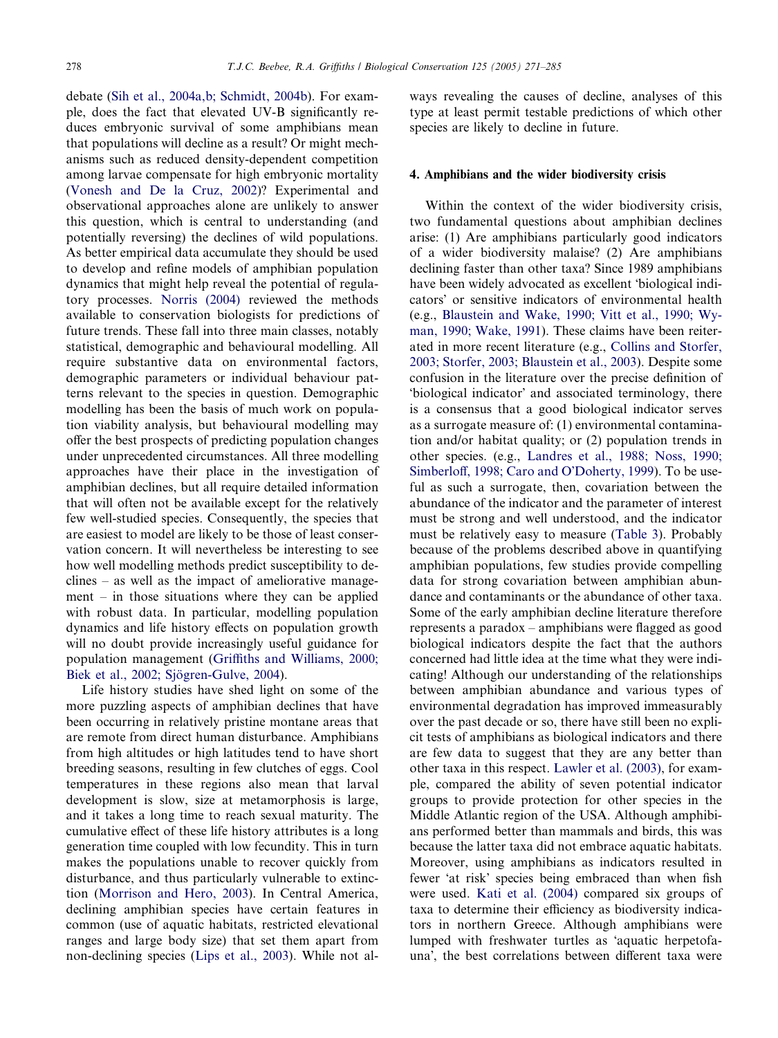debate (Sih et al., 2004a,b; Schmidt, 2004b). For example, does the fact that elevated UV-B significantly reduces embryonic survival of some amphibians mean that populations will decline as a result? Or might mechanisms such as reduced density-dependent competition among larvae compensate for high embryonic mortality (Vonesh and De la Cruz, 2002)? Experimental and observational approaches alone are unlikely to answer this question, which is central to understanding (and potentially reversing) the declines of wild populations. As better empirical data accumulate they should be used to develop and refine models of amphibian population dynamics that might help reveal the potential of regulatory processes. Norris (2004) reviewed the methods available to conservation biologists for predictions of future trends. These fall into three main classes, notably statistical, demographic and behavioural modelling. All require substantive data on environmental factors, demographic parameters or individual behaviour patterns relevant to the species in question. Demographic modelling has been the basis of much work on population viability analysis, but behavioural modelling may offer the best prospects of predicting population changes under unprecedented circumstances. All three modelling approaches have their place in the investigation of amphibian declines, but all require detailed information that will often not be available except for the relatively few well-studied species. Consequently, the species that are easiest to model are likely to be those of least conservation concern. It will nevertheless be interesting to see how well modelling methods predict susceptibility to declines – as well as the impact of ameliorative management – in those situations where they can be applied with robust data. In particular, modelling population dynamics and life history effects on population growth will no doubt provide increasingly useful guidance for population management (Griffiths and Williams, 2000; Biek et al., 2002; Sjögren-Gulve, 2004).

Life history studies have shed light on some of the more puzzling aspects of amphibian declines that have been occurring in relatively pristine montane areas that are remote from direct human disturbance. Amphibians from high altitudes or high latitudes tend to have short breeding seasons, resulting in few clutches of eggs. Cool temperatures in these regions also mean that larval development is slow, size at metamorphosis is large, and it takes a long time to reach sexual maturity. The cumulative effect of these life history attributes is a long generation time coupled with low fecundity. This in turn makes the populations unable to recover quickly from disturbance, and thus particularly vulnerable to extinction (Morrison and Hero, 2003). In Central America, declining amphibian species have certain features in common (use of aquatic habitats, restricted elevational ranges and large body size) that set them apart from non-declining species (Lips et al., 2003). While not always revealing the causes of decline, analyses of this type at least permit testable predictions of which other species are likely to decline in future.

## 4. Amphibians and the wider biodiversity crisis

Within the context of the wider biodiversity crisis, two fundamental questions about amphibian declines arise: (1) Are amphibians particularly good indicators of a wider biodiversity malaise? (2) Are amphibians declining faster than other taxa? Since 1989 amphibians have been widely advocated as excellent 'biological indicators' or sensitive indicators of environmental health (e.g., Blaustein and Wake, 1990; Vitt et al., 1990; Wyman, 1990; Wake, 1991). These claims have been reiterated in more recent literature (e.g., Collins and Storfer, 2003; Storfer, 2003; Blaustein et al., 2003). Despite some confusion in the literature over the precise definition of 'biological indicator' and associated terminology, there is a consensus that a good biological indicator serves as a surrogate measure of: (1) environmental contamination and/or habitat quality; or (2) population trends in other species. (e.g., Landres et al., 1988; Noss, 1990; Simberloff, 1998; Caro and O'Doherty, 1999). To be useful as such a surrogate, then, covariation between the abundance of the indicator and the parameter of interest must be strong and well understood, and the indicator must be relatively easy to measure (Table 3). Probably because of the problems described above in quantifying amphibian populations, few studies provide compelling data for strong covariation between amphibian abundance and contaminants or the abundance of other taxa. Some of the early amphibian decline literature therefore represents a paradox – amphibians were flagged as good biological indicators despite the fact that the authors concerned had little idea at the time what they were indicating! Although our understanding of the relationships between amphibian abundance and various types of environmental degradation has improved immeasurably over the past decade or so, there have still been no explicit tests of amphibians as biological indicators and there are few data to suggest that they are any better than other taxa in this respect. Lawler et al. (2003), for example, compared the ability of seven potential indicator groups to provide protection for other species in the Middle Atlantic region of the USA. Although amphibians performed better than mammals and birds, this was because the latter taxa did not embrace aquatic habitats. Moreover, using amphibians as indicators resulted in fewer 'at risk' species being embraced than when fish were used. Kati et al. (2004) compared six groups of taxa to determine their efficiency as biodiversity indicators in northern Greece. Although amphibians were lumped with freshwater turtles as 'aquatic herpetofauna', the best correlations between different taxa were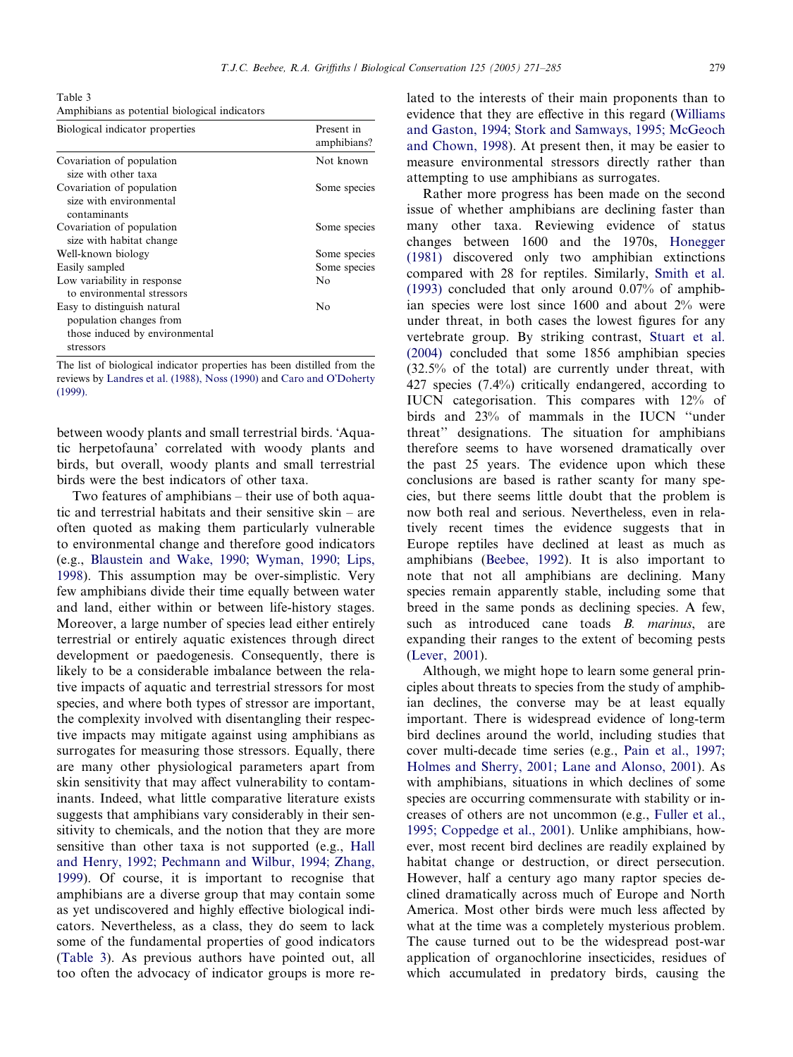Table 3
Amphibians as potential biological indicators

| Biological indicator properties | Present in amphibians? |
|---|---|
| Covariation of population size with other taxa | Not known |
| Covariation of population size with environmental contaminants | Some species |
| Covariation of population size with habitat change | Some species |
| Well-known biology | Some species |
| Easily sampled | Some species |
| Low variability in response to environmental stressors | No |
| Easy to distinguish natural population changes from those induced by environmental stressors | No |

The list of biological indicator properties has been distilled from the reviews by Landres et al. (1988), Noss (1990) and Caro and O'Doherty (1999).

between woody plants and small terrestrial birds. 'Aquatic herpetofauna' correlated with woody plants and birds, but overall, woody plants and small terrestrial birds were the best indicators of other taxa.

Two features of amphibians – their use of both aquatic and terrestrial habitats and their sensitive skin – are often quoted as making them particularly vulnerable to environmental change and therefore good indicators (e.g., Blaustein and Wake, 1990; Wyman, 1990; Lips, 1998). This assumption may be over-simplistic. Very few amphibians divide their time equally between water and land, either within or between life-history stages. Moreover, a large number of species lead either entirely terrestrial or entirely aquatic existences through direct development or paedogenesis. Consequently, there is likely to be a considerable imbalance between the relative impacts of aquatic and terrestrial stressors for most species, and where both types of stressor are important, the complexity involved with disentangling their respective impacts may mitigate against using amphibians as surrogates for measuring those stressors. Equally, there are many other physiological parameters apart from skin sensitivity that may affect vulnerability to contaminants. Indeed, what little comparative literature exists suggests that amphibians vary considerably in their sensitivity to chemicals, and the notion that they are more sensitive than other taxa is not supported (e.g., Hall and Henry, 1992; Pechmann and Wilbur, 1994; Zhang, 1999). Of course, it is important to recognise that amphibians are a diverse group that may contain some as yet undiscovered and highly effective biological indicators. Nevertheless, as a class, they do seem to lack some of the fundamental properties of good indicators (Table 3). As previous authors have pointed out, all too often the advocacy of indicator groups is more related to the interests of their main proponents than to evidence that they are effective in this regard (Williams and Gaston, 1994; Stork and Samways, 1995; McGeoch and Chown, 1998). At present then, it may be easier to measure environmental stressors directly rather than attempting to use amphibians as surrogates.

Rather more progress has been made on the second issue of whether amphibians are declining faster than many other taxa. Reviewing evidence of status changes between 1600 and the 1970s, Honegger (1981) discovered only two amphibian extinctions compared with 28 for reptiles. Similarly, Smith et al. (1993) concluded that only around 0.07% of amphibian species were lost since 1600 and about 2% were under threat, in both cases the lowest figures for any vertebrate group. By striking contrast, Stuart et al. (2004) concluded that some 1856 amphibian species (32.5% of the total) are currently under threat, with 427 species (7.4%) critically endangered, according to IUCN categorisation. This compares with 12% of birds and 23% of mammals in the IUCN "under threat" designations. The situation for amphibians therefore seems to have worsened dramatically over the past 25 years. The evidence upon which these conclusions are based is rather scanty for many species, but there seems little doubt that the problem is now both real and serious. Nevertheless, even in relatively recent times the evidence suggests that in Europe reptiles have declined at least as much as amphibians (Beebee, 1992). It is also important to note that not all amphibians are declining. Many species remain apparently stable, including some that breed in the same ponds as declining species. A few, such as introduced cane toads *B. marinus*, are expanding their ranges to the extent of becoming pests (Lever, 2001).

Although, we might hope to learn some general principles about threats to species from the study of amphibian declines, the converse may be at least equally important. There is widespread evidence of long-term bird declines around the world, including studies that cover multi-decade time series (e.g., Pain et al., 1997; Holmes and Sherry, 2001; Lane and Alonso, 2001). As with amphibians, situations in which declines of some species are occurring commensurate with stability or increases of others are not uncommon (e.g., Fuller et al., 1995; Coppedge et al., 2001). Unlike amphibians, however, most recent bird declines are readily explained by habitat change or destruction, or direct persecution. However, half a century ago many raptor species declined dramatically across much of Europe and North America. Most other birds were much less affected by what at the time was a completely mysterious problem. The cause turned out to be the widespread post-war application of organochlorine insecticides, residues of which accumulated in predatory birds, causing the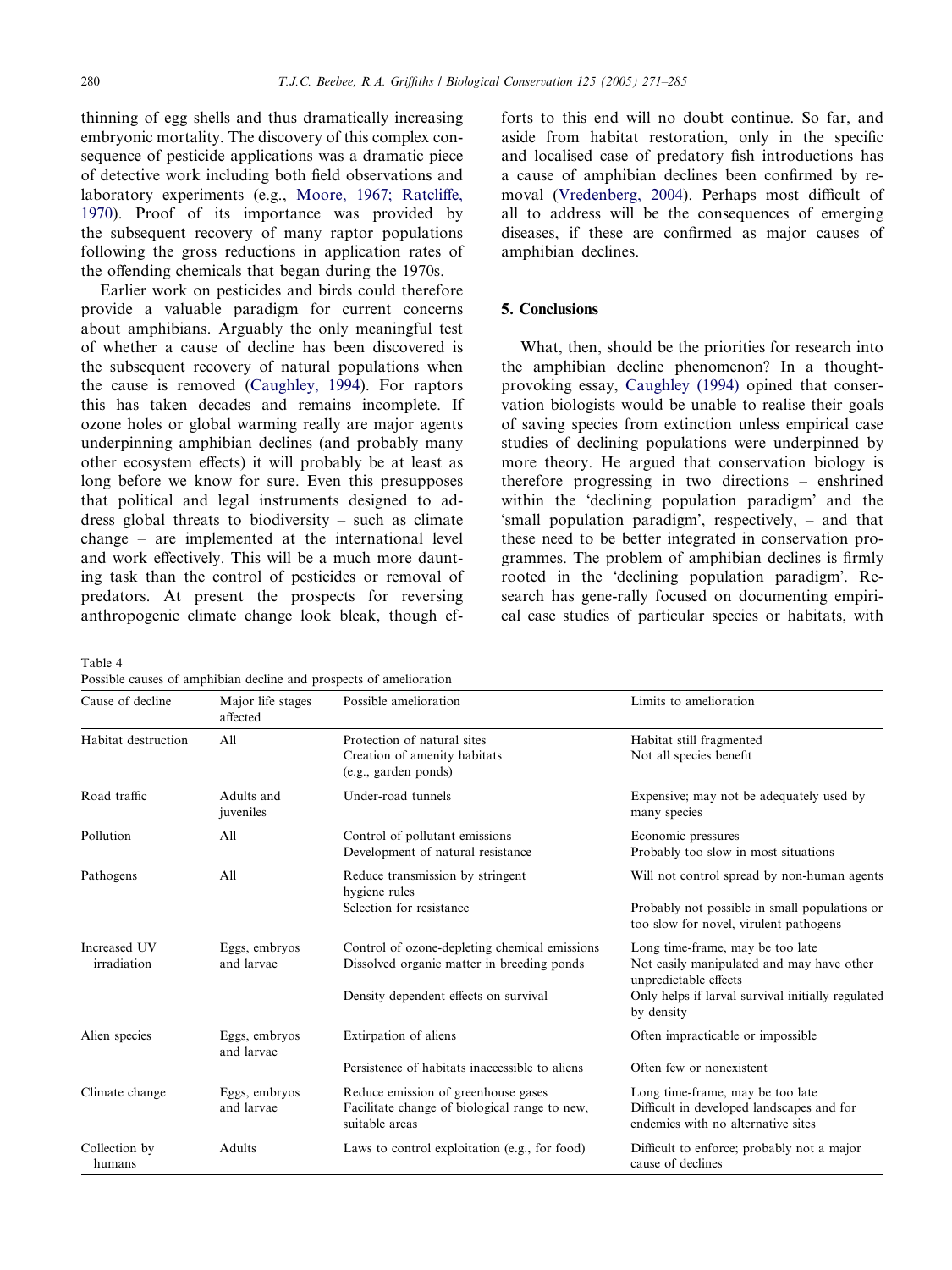thinning of egg shells and thus dramatically increasing embryonic mortality. The discovery of this complex consequence of pesticide applications was a dramatic piece of detective work including both field observations and laboratory experiments (e.g., Moore, 1967; Ratcliffe, 1970). Proof of its importance was provided by the subsequent recovery of many raptor populations following the gross reductions in application rates of the offending chemicals that began during the 1970s.

Earlier work on pesticides and birds could therefore provide a valuable paradigm for current concerns about amphibians. Arguably the only meaningful test of whether a cause of decline has been discovered is the subsequent recovery of natural populations when the cause is removed (Caughley, 1994). For raptors this has taken decades and remains incomplete. If ozone holes or global warming really are major agents underpinning amphibian declines (and probably many other ecosystem effects) it will probably be at least as long before we know for sure. Even this presupposes that political and legal instruments designed to address global threats to biodiversity – such as climate change – are implemented at the international level and work effectively. This will be a much more daunting task than the control of pesticides or removal of predators. At present the prospects for reversing anthropogenic climate change look bleak, though efforts to this end will no doubt continue. So far, and aside from habitat restoration, only in the specific and localised case of predatory fish introductions has a cause of amphibian declines been confirmed by removal (Vredenberg, 2004). Perhaps most difficult of all to address will be the consequences of emerging diseases, if these are confirmed as major causes of amphibian declines.

## 5. Conclusions

What, then, should be the priorities for research into the amphibian decline phenomenon? In a thought-provoking essay, Caughley (1994) opined that conservation biologists would be unable to realise their goals of saving species from extinction unless empirical case studies of declining populations were underpinned by more theory. He argued that conservation biology is therefore progressing in two directions – enshrined within the 'declining population paradigm' and the 'small population paradigm', respectively, – and that these need to be better integrated in conservation programmes. The problem of amphibian declines is firmly rooted in the 'declining population paradigm'. Research has generally focused on documenting empirical case studies of particular species or habitats, with

Table 4
Possible causes of amphibian decline and prospects of amelioration

| Cause of decline | Major life stages affected | Possible amelioration | Limits to amelioration |
|---|---|---|---|
| Habitat destruction | All | Protection of natural sites<br>Creation of amenity habitats (e.g., garden ponds) | Habitat still fragmented<br>Not all species benefit |
| Road traffic | Adults and juveniles | Under-road tunnels | Expensive; may not be adequately used by many species |
| Pollution | All | Control of pollutant emissions<br>Development of natural resistance | Economic pressures<br>Probably too slow in most situations |
| Pathogens | All | Reduce transmission by stringent hygiene rules<br>Selection for resistance | Will not control spread by non-human agents<br>Probably not possible in small populations or too slow for novel, virulent pathogens |
| Increased UV irradiation | Eggs, embryos and larvae | Control of ozone-depleting chemical emissions<br>Dissolved organic matter in breeding ponds<br>Density dependent effects on survival | Long time-frame, may be too late<br>Not easily manipulated and may have other unpredictable effects<br>Only helps if larval survival initially regulated by density |
| Alien species | Eggs, embryos and larvae | Extirpation of aliens<br>Persistence of habitats inaccessible to aliens | Often impracticable or impossible<br>Often few or nonexistent |
| Climate change | Eggs, embryos and larvae | Reduce emission of greenhouse gases<br>Facilitate change of biological range to new, suitable areas | Long time-frame, may be too late<br>Difficult in developed landscapes and for endemics with no alternative sites |
| Collection by humans | Adults | Laws to control exploitation (e.g., for food) | Difficult to enforce; probably not a major cause of declines |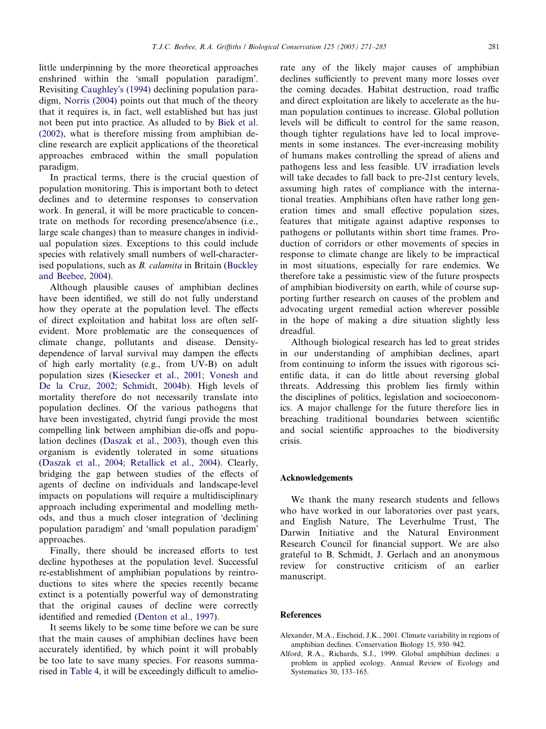little underpinning by the more theoretical approaches enshrined within the 'small population paradigm'. Revisiting Caughley's (1994) declining population paradigm, Norris (2004) points out that much of the theory that it requires is, in fact, well established but has just not been put into practice. As alluded to by Biek et al. (2002), what is therefore missing from amphibian decline research are explicit applications of the theoretical approaches embraced within the small population paradigm.

In practical terms, there is the crucial question of population monitoring. This is important both to detect declines and to determine responses to conservation work. In general, it will be more practicable to concentrate on methods for recording presence/absence (i.e., large scale changes) than to measure changes in individual population sizes. Exceptions to this could include species with relatively small numbers of well-characterised populations, such as *B. calamita* in Britain (Buckley and Beebee, 2004).

Although plausible causes of amphibian declines have been identified, we still do not fully understand how they operate at the population level. The effects of direct exploitation and habitat loss are often self-evident. More problematic are the consequences of climate change, pollutants and disease. Density-dependence of larval survival may dampen the effects of high early mortality (e.g., from UV-B) on adult population sizes (Kiesecker et al., 2001; Vonesh and De la Cruz, 2002; Schmidt, 2004b). High levels of mortality therefore do not necessarily translate into population declines. Of the various pathogens that have been investigated, chytrid fungi provide the most compelling link between amphibian die-offs and population declines (Daszak et al., 2003), though even this organism is evidently tolerated in some situations (Daszak et al., 2004; Retallick et al., 2004). Clearly, bridging the gap between studies of the effects of agents of decline on individuals and landscape-level impacts on populations will require a multidisciplinary approach including experimental and modelling methods, and thus a much closer integration of 'declining population paradigm' and 'small population paradigm' approaches.

Finally, there should be increased efforts to test decline hypotheses at the population level. Successful re-establishment of amphibian populations by reintroductions to sites where the species recently became extinct is a potentially powerful way of demonstrating that the original causes of decline were correctly identified and remedied (Denton et al., 1997).

It seems likely to be some time before we can be sure that the main causes of amphibian declines have been accurately identified, by which point it will probably be too late to save many species. For reasons summarised in Table 4, it will be exceedingly difficult to ameliorate any of the likely major causes of amphibian declines sufficiently to prevent many more losses over the coming decades. Habitat destruction, road traffic and direct exploitation are likely to accelerate as the human population continues to increase. Global pollution levels will be difficult to control for the same reason, though tighter regulations have led to local improvements in some instances. The ever-increasing mobility of humans makes controlling the spread of aliens and pathogens less and less feasible. UV irradiation levels will take decades to fall back to pre-21st century levels, assuming high rates of compliance with the international treaties. Amphibians often have rather long generation times and small effective population sizes, features that mitigate against adaptive responses to pathogens or pollutants within short time frames. Production of corridors or other movements of species in response to climate change are likely to be impractical in most situations, especially for rare endemics. We therefore take a pessimistic view of the future prospects of amphibian biodiversity on earth, while of course supporting further research on causes of the problem and advocating urgent remedial action wherever possible in the hope of making a dire situation slightly less dreadful.

Although biological research has led to great strides in our understanding of amphibian declines, apart from continuing to inform the issues with rigorous scientific data, it can do little about reversing global threats. Addressing this problem lies firmly within the disciplines of politics, legislation and socioeconomics. A major challenge for the future therefore lies in breaching traditional boundaries between scientific and social scientific approaches to the biodiversity crisis.

## Acknowledgements

We thank the many research students and fellows who have worked in our laboratories over past years, and English Nature, The Leverhulme Trust, The Darwin Initiative and the Natural Environment Research Council for financial support. We are also grateful to B. Schmidt, J. Gerlach and an anonymous review for constructive criticism of an earlier manuscript.

## References

Alexander, M.A., Eischeid, J.K., 2001. Climate variability in regions of amphibian declines. Conservation Biology 15, 930–942.

Alford, R.A., Richards, S.J., 1999. Global amphibian declines: a problem in applied ecology. Annual Review of Ecology and Systematics 30, 133–165.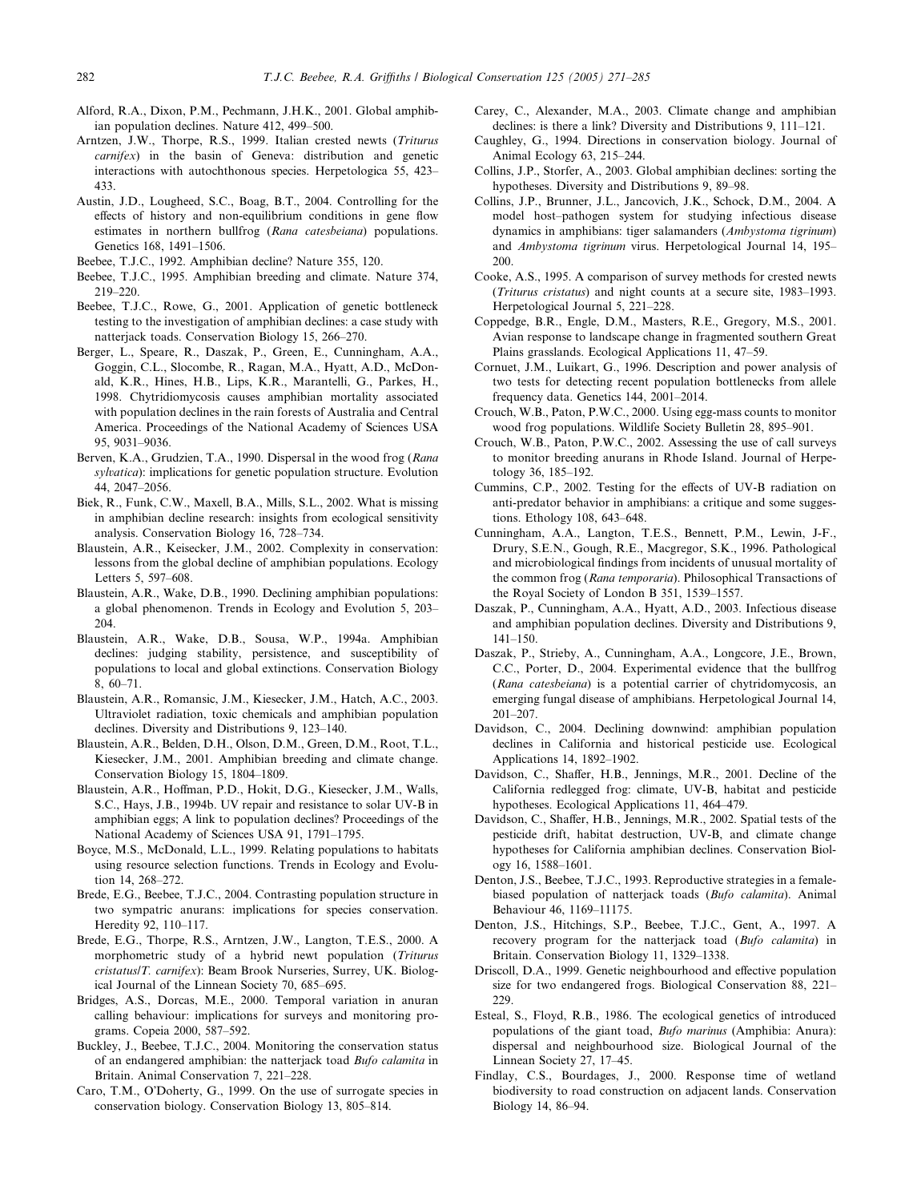Alford, R.A., Dixon, P.M., Pechmann, J.H.K., 2001. Global amphibian population declines. Nature 412, 499–500.

Arntzen, J.W., Thorpe, R.S., 1999. Italian crested newts (*Triturus carnifex*) in the basin of Geneva: distribution and genetic interactions with autochthonous species. Herpetologica 55, 423–433.

Austin, J.D., Lougheed, S.C., Boag, B.T., 2004. Controlling for the effects of history and non-equilibrium conditions in gene flow estimates in northern bullfrog (*Rana catesbeiana*) populations. Genetics 168, 1491–1506.

Beebee, T.J.C., 1992. Amphibian decline? Nature 355, 120.

Beebee, T.J.C., 1995. Amphibian breeding and climate. Nature 374, 219–220.

Beebee, T.J.C., Rowe, G., 2001. Application of genetic bottleneck testing to the investigation of amphibian declines: a case study with natterjack toads. Conservation Biology 15, 266–270.

Berger, L., Speare, R., Daszak, P., Green, E., Cunningham, A.A., Goggin, C.L., Slocombe, R., Ragan, M.A., Hyatt, A.D., McDonald, K.R., Hines, H.B., Lips, K.R., Marantelli, G., Parkes, H., 1998. Chytridiomycosis causes amphibian mortality associated with population declines in the rain forests of Australia and Central America. Proceedings of the National Academy of Sciences USA 95, 9031–9036.

Berven, K.A., Grudzien, T.A., 1990. Dispersal in the wood frog (*Rana sylvatica*): implications for genetic population structure. Evolution 44, 2047–2056.

Biek, R., Funk, C.W., Maxell, B.A., Mills, S.L., 2002. What is missing in amphibian decline research: insights from ecological sensitivity analysis. Conservation Biology 16, 728–734.

Blaustein, A.R., Keisecker, J.M., 2002. Complexity in conservation: lessons from the global decline of amphibian populations. Ecology Letters 5, 597–608.

Blaustein, A.R., Wake, D.B., 1990. Declining amphibian populations: a global phenomenon. Trends in Ecology and Evolution 5, 203–204.

Blaustein, A.R., Wake, D.B., Sousa, W.P., 1994a. Amphibian declines: judging stability, persistence, and susceptibility of populations to local and global extinctions. Conservation Biology 8, 60–71.

Blaustein, A.R., Romansic, J.M., Kiesecker, J.M., Hatch, A.C., 2003. Ultraviolet radiation, toxic chemicals and amphibian population declines. Diversity and Distributions 9, 123–140.

Blaustein, A.R., Belden, D.H., Olson, D.M., Green, D.M., Root, T.L., Kiesecker, J.M., 2001. Amphibian breeding and climate change. Conservation Biology 15, 1804–1809.

Blaustein, A.R., Hoffman, P.D., Hokit, D.G., Kiesecker, J.M., Walls, S.C., Hays, J.B., 1994b. UV repair and resistance to solar UV-B in amphibian eggs; A link to population declines? Proceedings of the National Academy of Sciences USA 91, 1791–1795.

Boyce, M.S., McDonald, L.L., 1999. Relating populations to habitats using resource selection functions. Trends in Ecology and Evolution 14, 268–272.

Brede, E.G., Beebee, T.J.C., 2004. Contrasting population structure in two sympatric anurans: implications for species conservation. Heredity 92, 110–117.

Brede, E.G., Thorpe, R.S., Arntzen, J.W., Langton, T.E.S., 2000. A morphometric study of a hybrid newt population (*Triturus cristatus*/*T. carnifex*): Beam Brook Nurseries, Surrey, UK. Biological Journal of the Linnean Society 70, 685–695.

Bridges, A.S., Dorcas, M.E., 2000. Temporal variation in anuran calling behaviour: implications for surveys and monitoring programs. Copeia 2000, 587–592.

Buckley, J., Beebee, T.J.C., 2004. Monitoring the conservation status of an endangered amphibian: the natterjack toad *Bufo calamita* in Britain. Animal Conservation 7, 221–228.

Caro, T.M., O'Doherty, G., 1999. On the use of surrogate species in conservation biology. Conservation Biology 13, 805–814.

Carey, C., Alexander, M.A., 2003. Climate change and amphibian declines: is there a link? Diversity and Distributions 9, 111–121.

Caughley, G., 1994. Directions in conservation biology. Journal of Animal Ecology 63, 215–244.

Collins, J.P., Storfer, A., 2003. Global amphibian declines: sorting the hypotheses. Diversity and Distributions 9, 89–98.

Collins, J.P., Brunner, J.L., Jancovich, J.K., Schock, D.M., 2004. A model host–pathogen system for studying infectious disease dynamics in amphibians: tiger salamanders (*Ambystoma tigrinum*) and *Ambystoma tigrinum* virus. Herpetological Journal 14, 195–200.

Cooke, A.S., 1995. A comparison of survey methods for crested newts (*Triturus cristatus*) and night counts at a secure site, 1983–1993. Herpetological Journal 5, 221–228.

Coppedge, B.R., Engle, D.M., Masters, R.E., Gregory, M.S., 2001. Avian response to landscape change in fragmented southern Great Plains grasslands. Ecological Applications 11, 47–59.

Cornuet, J.M., Luikart, G., 1996. Description and power analysis of two tests for detecting recent population bottlenecks from allele frequency data. Genetics 144, 2001–2014.

Crouch, W.B., Paton, P.W.C., 2000. Using egg-mass counts to monitor wood frog populations. Wildlife Society Bulletin 28, 895–901.

Crouch, W.B., Paton, P.W.C., 2002. Assessing the use of call surveys to monitor breeding anurans in Rhode Island. Journal of Herpetology 36, 185–192.

Cummins, C.P., 2002. Testing for the effects of UV-B radiation on anti-predator behavior in amphibians: a critique and some suggestions. Ethology 108, 643–648.

Cunningham, A.A., Langton, T.E.S., Bennett, P.M., Lewin, J-F., Drury, S.E.N., Gough, R.E., Macgregor, S.K., 1996. Pathological and microbiological findings from incidents of unusual mortality of the common frog (*Rana temporaria*). Philosophical Transactions of the Royal Society of London B 351, 1539–1557.

Daszak, P., Cunningham, A.A., Hyatt, A.D., 2003. Infectious disease and amphibian population declines. Diversity and Distributions 9, 141–150.

Daszak, P., Strieby, A., Cunningham, A.A., Longcore, J.E., Brown, C.C., Porter, D., 2004. Experimental evidence that the bullfrog (*Rana catesbeiana*) is a potential carrier of chytridomycosis, an emerging fungal disease of amphibians. Herpetological Journal 14, 201–207.

Davidson, C., 2004. Declining downwind: amphibian population declines in California and historical pesticide use. Ecological Applications 14, 1892–1902.

Davidson, C., Shaffer, H.B., Jennings, M.R., 2001. Decline of the California redlegged frog: climate, UV-B, habitat and pesticide hypotheses. Ecological Applications 11, 464–479.

Davidson, C., Shaffer, H.B., Jennings, M.R., 2002. Spatial tests of the pesticide drift, habitat destruction, UV-B, and climate change hypotheses for California amphibian declines. Conservation Biology 16, 1588–1601.

Denton, J.S., Beebee, T.J.C., 1993. Reproductive strategies in a female-biased population of natterjack toads (*Bufo calamita*). Animal Behaviour 46, 1169–11175.

Denton, J.S., Hitchings, S.P., Beebee, T.J.C., Gent, A., 1997. A recovery program for the natterjack toad (*Bufo calamita*) in Britain. Conservation Biology 11, 1329–1338.

Driscoll, D.A., 1999. Genetic neighbourhood and effective population size for two endangered frogs. Biological Conservation 88, 221–229.

Esteal, S., Floyd, R.B., 1986. The ecological genetics of introduced populations of the giant toad, *Bufo marinus* (Amphibia: Anura): dispersal and neighbourhood size. Biological Journal of the Linnean Society 27, 17–45.

Findlay, C.S., Bourdages, J., 2000. Response time of wetland biodiversity to road construction on adjacent lands. Conservation Biology 14, 86–94.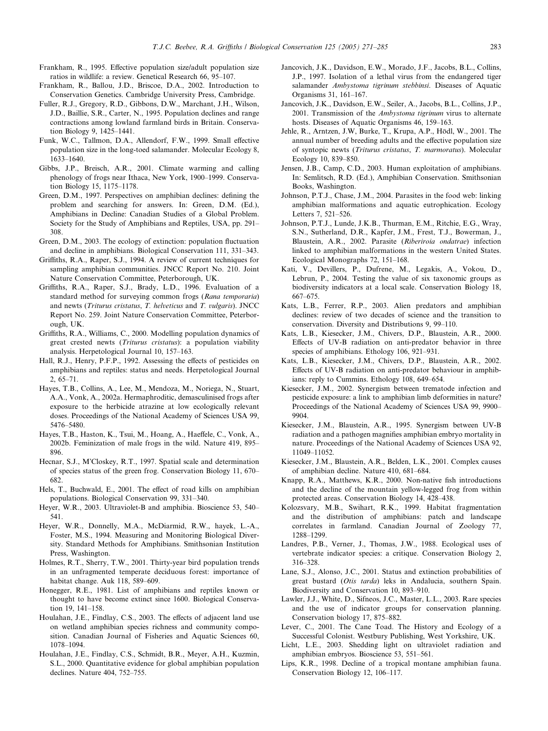Frankham, R., 1995. Effective population size/adult population size ratios in wildlife: a review. Genetical Research 66, 95–107.

Frankham, R., Ballou, J.D., Briscoe, D.A., 2002. Introduction to Conservation Genetics. Cambridge University Press, Cambridge.

Fuller, R.J., Gregory, R.D., Gibbons, D.W., Marchant, J.H., Wilson, J.D., Baillie, S.R., Carter, N., 1995. Population declines and range contractions among lowland farmland birds in Britain. Conservation Biology 9, 1425–1441.

Funk, W.C., Tallmon, D.A., Allendorf, F.W., 1999. Small effective population size in the long-toed salamander. Molecular Ecology 8, 1633–1640.

Gibbs, J.P., Breisch, A.R., 2001. Climate warming and calling phenology of frogs near Ithaca, New York, 1900–1999. Conservation Biology 15, 1175–1178.

Green, D.M., 1997. Perspectives on amphibian declines: defining the problem and searching for answers. In: Green, D.M. (Ed.), Amphibians in Decline: Canadian Studies of a Global Problem. Society for the Study of Amphibians and Reptiles, USA, pp. 291–308.

Green, D.M., 2003. The ecology of extinction: population fluctuation and decline in amphibians. Biological Conservation 111, 331–343.

Griffiths, R.A., Raper, S.J., 1994. A review of current techniques for sampling amphibian communities. JNCC Report No. 210. Joint Nature Conservation Committee, Peterborough, UK.

Griffiths, R.A., Raper, S.J., Brady, L.D., 1996. Evaluation of a standard method for surveying common frogs (*Rana temporaria*) and newts (*Triturus cristatus*, *T. helveticus* and *T. vulgaris*). JNCC Report No. 259. Joint Nature Conservation Committee, Peterborough, UK.

Griffiths, R.A., Williams, C., 2000. Modelling population dynamics of great crested newts (*Triturus cristatus*): a population viability analysis. Herpetological Journal 10, 157–163.

Hall, R.J., Henry, P.F.P., 1992. Assessing the effects of pesticides on amphibians and reptiles: status and needs. Herpetological Journal 2, 65–71.

Hayes, T.B., Collins, A., Lee, M., Mendoza, M., Noriega, N., Stuart, A.A., Vonk, A., 2002a. Hermaphroditic, demasculinised frogs after exposure to the herbicide atrazine at low ecologically relevant doses. Proceedings of the National Academy of Sciences USA 99, 5476–5480.

Hayes, T.B., Haston, K., Tsui, M., Hoang, A., Haeffele, C., Vonk, A., 2002b. Feminization of male frogs in the wild. Nature 419, 895–896.

Hecnar, S.J., M'Closkey, R.T., 1997. Spatial scale and determination of species status of the green frog. Conservation Biology 11, 670–682.

Hels, T., Buchwald, E., 2001. The effect of road kills on amphibian populations. Biological Conservation 99, 331–340.

Heyer, W.R., 2003. Ultraviolet-B and amphibia. Bioscience 53, 540–541.

Heyer, W.R., Donnelly, M.A., McDiarmid, R.W., hayek, L.-A., Foster, M.S., 1994. Measuring and Monitoring Biological Diversity. Standard Methods for Amphibians. Smithsonian Institution Press, Washington.

Holmes, R.T., Sherry, T.W., 2001. Thirty-year bird population trends in an unfragmented temperate deciduous forest: importance of habitat change. Auk 118, 589–609.

Honegger, R.E., 1981. List of amphibians and reptiles known or thought to have become extinct since 1600. Biological Conservation 19, 141–158.

Houlahan, J.E., Findlay, C.S., 2003. The effects of adjacent land use on wetland amphibian species richness and community composition. Canadian Journal of Fisheries and Aquatic Sciences 60, 1078–1094.

Houlahan, J.E., Findlay, C.S., Schmidt, B.R., Meyer, A.H., Kuzmin, S.L., 2000. Quantitative evidence for global amphibian population declines. Nature 404, 752–755.

Jancovich, J.K., Davidson, E.W., Morado, J.F., Jacobs, B.L., Collins, J.P., 1997. Isolation of a lethal virus from the endangered tiger salamander *Ambystoma tigrinum stebbinsi*. Diseases of Aquatic Organisms 31, 161–167.

Jancovich, J.K., Davidson, E.W., Seiler, A., Jacobs, B.L., Collins, J.P., 2001. Transmission of the *Ambystoma tigrinum* virus to alternate hosts. Diseases of Aquatic Organisms 46, 159–163.

Jehle, R., Arntzen, J.W, Burke, T., Krupa, A.P., Hödl, W., 2001. The annual number of breeding adults and the effective population size of syntopic newts (*Triturus cristatus*, *T. marmoratus*). Molecular Ecology 10, 839–850.

Jensen, J.B., Camp, C.D., 2003. Human exploitation of amphibians. In: Semlitsch, R.D. (Ed.), Amphibian Conservation. Smithsonian Books, Washington.

Johnson, P.T.J., Chase, J.M., 2004. Parasites in the food web: linking amphibian malformations and aquatic eutrophication. Ecology Letters 7, 521–526.

Johnson, P.T.J., Lunde, J.K.B., Thurman, E.M., Ritchie, E.G., Wray, S.N., Sutherland, D.R., Kapfer, J.M., Frest, T.J., Bowerman, J., Blaustein, A.R., 2002. Parasite (*Riberiroia ondatrae*) infection linked to amphibian malformations in the western United States. Ecological Monographs 72, 151–168.

Kati, V., Devillers, P., Dufrene, M., Legakis, A., Vokou, D., Lebrun, P., 2004. Testing the value of six taxonomic groups as biodiversity indicators at a local scale. Conservation Biology 18, 667–675.

Kats, L.B., Ferrer, R.P., 2003. Alien predators and amphibian declines: review of two decades of science and the transition to conservation. Diversity and Distributions 9, 99–110.

Kats, L.B., Kiesecker, J.M., Chivers, D.P., Blaustein, A.R., 2000. Effects of UV-B radiation on anti-predator behavior in three species of amphibians. Ethology 106, 921–931.

Kats, L.B., Kiesecker, J.M., Chivers, D.P., Blaustein, A.R., 2002. Effects of UV-B radiation on anti-predator behaviour in amphibians: reply to Cummins. Ethology 108, 649–654.

Kiesecker, J.M., 2002. Synergism between trematode infection and pesticide exposure: a link to amphibian limb deformities in nature? Proceedings of the National Academy of Sciences USA 99, 9900–9904.

Kiesecker, J.M., Blaustein, A.R., 1995. Synergism between UV-B radiation and a pathogen magnifies amphibian embryo mortality in nature. Proceedings of the National Academy of Sciences USA 92, 11049–11052.

Kiesecker, J.M., Blaustein, A.R., Belden, L.K., 2001. Complex causes of amphibian decline. Nature 410, 681–684.

Knapp, R.A., Matthews, K.R., 2000. Non-native fish introductions and the decline of the mountain yellow-legged frog from within protected areas. Conservation Biology 14, 428–438.

Kolozsvary, M.B., Swihart, R.K., 1999. Habitat fragmentation and the distribution of amphibians: patch and landscape correlates in farmland. Canadian Journal of Zoology 77, 1288–1299.

Landres, P.B., Verner, J., Thomas, J.W., 1988. Ecological uses of vertebrate indicator species: a critique. Conservation Biology 2, 316–328.

Lane, S.J., Alonso, J.C., 2001. Status and extinction probabilities of great bustard (*Otis tarda*) leks in Andalucia, southern Spain. Biodiversity and Conservation 10, 893–910.

Lawler, J.J., White, D., Sifneos, J.C., Master, L.L., 2003. Rare species and the use of indicator groups for conservation planning. Conservation biology 17, 875–882.

Lever, C., 2001. The Cane Toad. The History and Ecology of a Successful Colonist. Westbury Publishing, West Yorkshire, UK.

Licht, L.E., 2003. Shedding light on ultraviolet radiation and amphibian embryos. Bioscience 53, 551–561.

Lips, K.R., 1998. Decline of a tropical montane amphibian fauna. Conservation Biology 12, 106–117.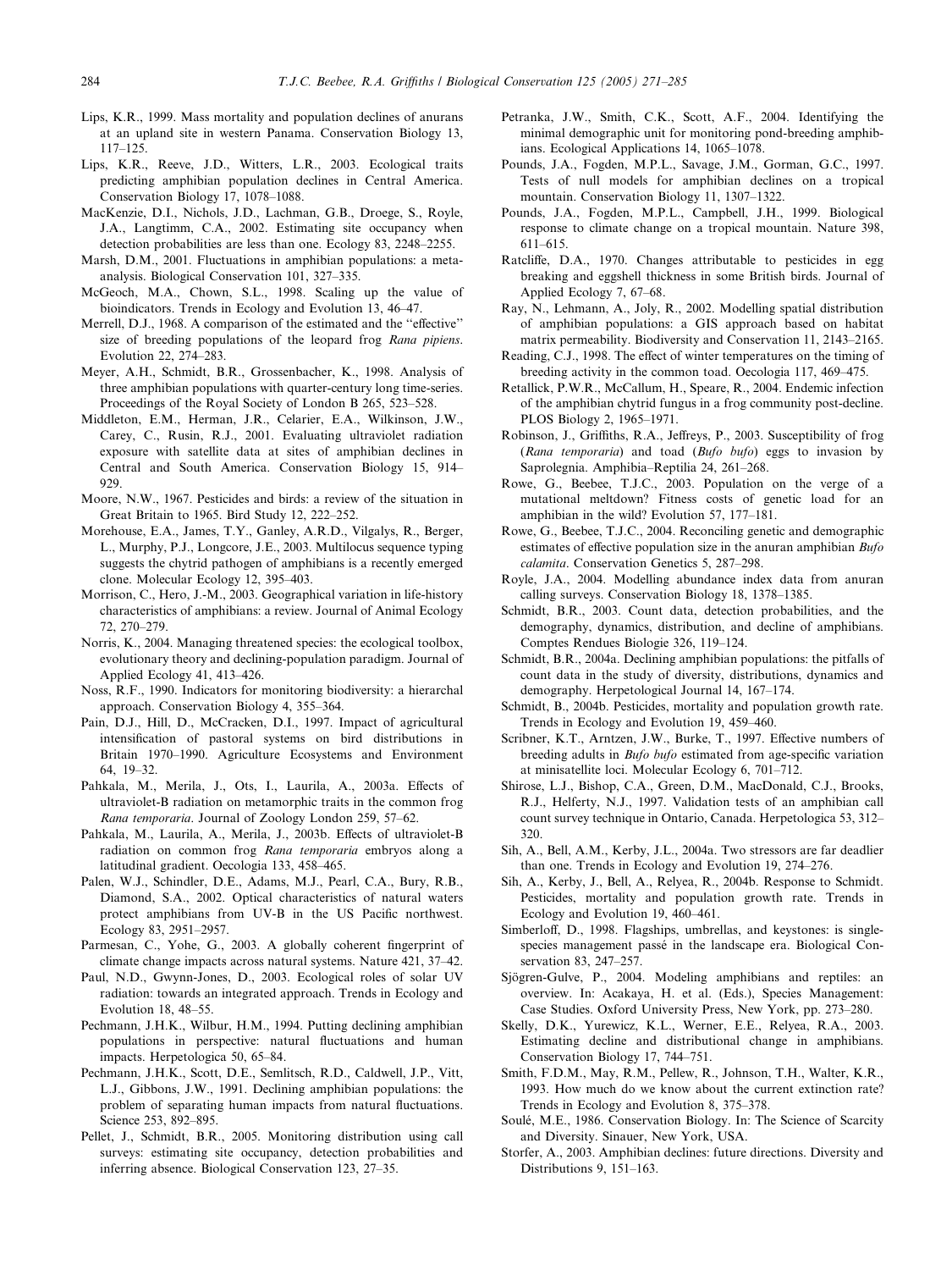Lips, K.R., 1999. Mass mortality and population declines of anurans at an upland site in western Panama. Conservation Biology 13, 117–125.

Lips, K.R., Reeve, J.D., Witters, L.R., 2003. Ecological traits predicting amphibian population declines in Central America. Conservation Biology 17, 1078–1088.

MacKenzie, D.I., Nichols, J.D., Lachman, G.B., Droege, S., Royle, J.A., Langtimm, C.A., 2002. Estimating site occupancy when detection probabilities are less than one. Ecology 83, 2248–2255.

Marsh, D.M., 2001. Fluctuations in amphibian populations: a meta-analysis. Biological Conservation 101, 327–335.

McGeoch, M.A., Chown, S.L., 1998. Scaling up the value of bioindicators. Trends in Ecology and Evolution 13, 46–47.

Merrell, D.J., 1968. A comparison of the estimated and the "effective" size of breeding populations of the leopard frog *Rana pipiens*. Evolution 22, 274–283.

Meyer, A.H., Schmidt, B.R., Grossenbacher, K., 1998. Analysis of three amphibian populations with quarter-century long time-series. Proceedings of the Royal Society of London B 265, 523–528.

Middleton, E.M., Herman, J.R., Celarier, E.A., Wilkinson, J.W., Carey, C., Rusin, R.J., 2001. Evaluating ultraviolet radiation exposure with satellite data at sites of amphibian declines in Central and South America. Conservation Biology 15, 914–929.

Moore, N.W., 1967. Pesticides and birds: a review of the situation in Great Britain to 1965. Bird Study 12, 222–252.

Morehouse, E.A., James, T.Y., Ganley, A.R.D., Vilgalys, R., Berger, L., Murphy, P.J., Longcore, J.E., 2003. Multilocus sequence typing suggests the chytrid pathogen of amphibians is a recently emerged clone. Molecular Ecology 12, 395–403.

Morrison, C., Hero, J.-M., 2003. Geographical variation in life-history characteristics of amphibians: a review. Journal of Animal Ecology 72, 270–279.

Norris, K., 2004. Managing threatened species: the ecological toolbox, evolutionary theory and declining-population paradigm. Journal of Applied Ecology 41, 413–426.

Noss, R.F., 1990. Indicators for monitoring biodiversity: a hierarchal approach. Conservation Biology 4, 355–364.

Pain, D.J., Hill, D., McCracken, D.I., 1997. Impact of agricultural intensification of pastoral systems on bird distributions in Britain 1970–1990. Agriculture Ecosystems and Environment 64, 19–32.

Pahkala, M., Merila, J., Ots, I., Laurila, A., 2003a. Effects of ultraviolet-B radiation on metamorphic traits in the common frog *Rana temporaria*. Journal of Zoology London 259, 57–62.

Pahkala, M., Laurila, A., Merila, J., 2003b. Effects of ultraviolet-B radiation on common frog *Rana temporaria* embryos along a latitudinal gradient. Oecologia 133, 458–465.

Palen, W.J., Schindler, D.E., Adams, M.J., Pearl, C.A., Bury, R.B., Diamond, S.A., 2002. Optical characteristics of natural waters protect amphibians from UV-B in the US Pacific northwest. Ecology 83, 2951–2957.

Parmesan, C., Yohe, G., 2003. A globally coherent fingerprint of climate change impacts across natural systems. Nature 421, 37–42.

Paul, N.D., Gwynn-Jones, D., 2003. Ecological roles of solar UV radiation: towards an integrated approach. Trends in Ecology and Evolution 18, 48–55.

Pechmann, J.H.K., Wilbur, H.M., 1994. Putting declining amphibian populations in perspective: natural fluctuations and human impacts. Herpetologica 50, 65–84.

Pechmann, J.H.K., Scott, D.E., Semlitsch, R.D., Caldwell, J.P., Vitt, L.J., Gibbons, J.W., 1991. Declining amphibian populations: the problem of separating human impacts from natural fluctuations. Science 253, 892–895.

Pellet, J., Schmidt, B.R., 2005. Monitoring distribution using call surveys: estimating site occupancy, detection probabilities and inferring absence. Biological Conservation 123, 27–35.

Petranka, J.W., Smith, C.K., Scott, A.F., 2004. Identifying the minimal demographic unit for monitoring pond-breeding amphibians. Ecological Applications 14, 1065–1078.

Pounds, J.A., Fogden, M.P.L., Savage, J.M., Gorman, G.C., 1997. Tests of null models for amphibian declines on a tropical mountain. Conservation Biology 11, 1307–1322.

Pounds, J.A., Fogden, M.P.L., Campbell, J.H., 1999. Biological response to climate change on a tropical mountain. Nature 398, 611–615.

Ratcliffe, D.A., 1970. Changes attributable to pesticides in egg breaking and eggshell thickness in some British birds. Journal of Applied Ecology 7, 67–68.

Ray, N., Lehmann, A., Joly, R., 2002. Modelling spatial distribution of amphibian populations: a GIS approach based on habitat matrix permeability. Biodiversity and Conservation 11, 2143–2165.

Reading, C.J., 1998. The effect of winter temperatures on the timing of breeding activity in the common toad. Oecologia 117, 469–475.

Retallick, P.W.R., McCallum, H., Speare, R., 2004. Endemic infection of the amphibian chytrid fungus in a frog community post-decline. PLOS Biology 2, 1965–1971.

Robinson, J., Griffiths, R.A., Jeffreys, P., 2003. Susceptibility of frog (*Rana temporaria*) and toad (*Bufo bufo*) eggs to invasion by Saprolegnia. Amphibia–Reptilia 24, 261–268.

Rowe, G., Beebee, T.J.C., 2003. Population on the verge of a mutational meltdown? Fitness costs of genetic load for an amphibian in the wild? Evolution 57, 177–181.

Rowe, G., Beebee, T.J.C., 2004. Reconciling genetic and demographic estimates of effective population size in the anuran amphibian *Bufo calamita*. Conservation Genetics 5, 287–298.

Royle, J.A., 2004. Modelling abundance index data from anuran calling surveys. Conservation Biology 18, 1378–1385.

Schmidt, B.R., 2003. Count data, detection probabilities, and the demography, dynamics, distribution, and decline of amphibians. Comptes Rendues Biologie 326, 119–124.

Schmidt, B.R., 2004a. Declining amphibian populations: the pitfalls of count data in the study of diversity, distributions, dynamics and demography. Herpetological Journal 14, 167–174.

Schmidt, B., 2004b. Pesticides, mortality and population growth rate. Trends in Ecology and Evolution 19, 459–460.

Scribner, K.T., Arntzen, J.W., Burke, T., 1997. Effective numbers of breeding adults in *Bufo bufo* estimated from age-specific variation at minisatellite loci. Molecular Ecology 6, 701–712.

Shirose, L.J., Bishop, C.A., Green, D.M., MacDonald, C.J., Brooks, R.J., Helferty, N.J., 1997. Validation tests of an amphibian call count survey technique in Ontario, Canada. Herpetologica 53, 312–320.

Sih, A., Bell, A.M., Kerby, J.L., 2004a. Two stressors are far deadlier than one. Trends in Ecology and Evolution 19, 274–276.

Sih, A., Kerby, J., Bell, A., Relyea, R., 2004b. Response to Schmidt. Pesticides, mortality and population growth rate. Trends in Ecology and Evolution 19, 460–461.

Simberloff, D., 1998. Flagships, umbrellas, and keystones: is single-species management passé in the landscape era. Biological Conservation 83, 247–257.

Sjögren-Gulve, P., 2004. Modeling amphibians and reptiles: an overview. In: Acakaya, H. et al. (Eds.), Species Management: Case Studies. Oxford University Press, New York, pp. 273–280.

Skelly, D.K., Yurewicz, K.L., Werner, E.E., Relyea, R.A., 2003. Estimating decline and distributional change in amphibians. Conservation Biology 17, 744–751.

Smith, F.D.M., May, R.M., Pellew, R., Johnson, T.H., Walter, K.R., 1993. How much do we know about the current extinction rate? Trends in Ecology and Evolution 8, 375–378.

Soulé, M.E., 1986. Conservation Biology. In: The Science of Scarcity and Diversity. Sinauer, New York, USA.

Storfer, A., 2003. Amphibian declines: future directions. Diversity and Distributions 9, 151–163.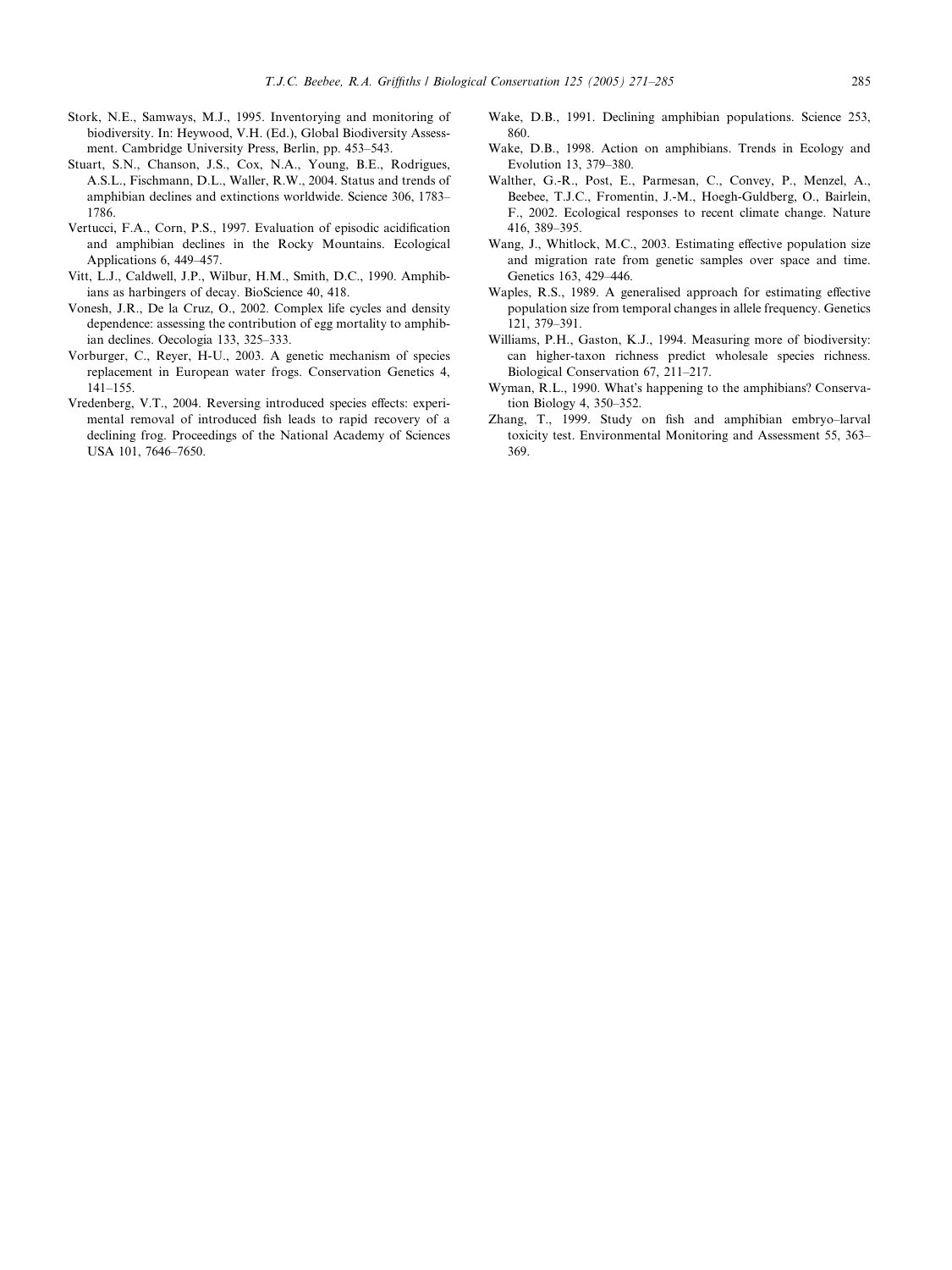Stork, N.E., Samways, M.J., 1995. Inventorying and monitoring of biodiversity. In: Heywood, V.H. (Ed.), Global Biodiversity Assessment. Cambridge University Press, Berlin, pp. 453–543.

Stuart, S.N., Chanson, J.S., Cox, N.A., Young, B.E., Rodrigues, A.S.L., Fischmann, D.L., Waller, R.W., 2004. Status and trends of amphibian declines and extinctions worldwide. Science 306, 1783–1786.

Vertucci, F.A., Corn, P.S., 1997. Evaluation of episodic acidification and amphibian declines in the Rocky Mountains. Ecological Applications 6, 449–457.

Vitt, L.J., Caldwell, J.P., Wilbur, H.M., Smith, D.C., 1990. Amphibians as harbingers of decay. BioScience 40, 418.

Vonesh, J.R., De la Cruz, O., 2002. Complex life cycles and density dependence: assessing the contribution of egg mortality to amphibian declines. Oecologia 133, 325–333.

Vorburger, C., Reyer, H-U., 2003. A genetic mechanism of species replacement in European water frogs. Conservation Genetics 4, 141–155.

Vredenberg, V.T., 2004. Reversing introduced species effects: experimental removal of introduced fish leads to rapid recovery of a declining frog. Proceedings of the National Academy of Sciences USA 101, 7646–7650.

Wake, D.B., 1991. Declining amphibian populations. Science 253, 860.

Wake, D.B., 1998. Action on amphibians. Trends in Ecology and Evolution 13, 379–380.

Walther, G.-R., Post, E., Parmesan, C., Convey, P., Menzel, A., Beebee, T.J.C., Fromentin, J.-M., Hoegh-Guldberg, O., Bairlein, F., 2002. Ecological responses to recent climate change. Nature 416, 389–395.

Wang, J., Whitlock, M.C., 2003. Estimating effective population size and migration rate from genetic samples over space and time. Genetics 163, 429–446.

Waples, R.S., 1989. A generalised approach for estimating effective population size from temporal changes in allele frequency. Genetics 121, 379–391.

Williams, P.H., Gaston, K.J., 1994. Measuring more of biodiversity: can higher-taxon richness predict wholesale species richness. Biological Conservation 67, 211–217.

Wyman, R.L., 1990. What's happening to the amphibians? Conservation Biology 4, 350–352.

Zhang, T., 1999. Study on fish and amphibian embryo–larval toxicity test. Environmental Monitoring and Assessment 55, 363–369.